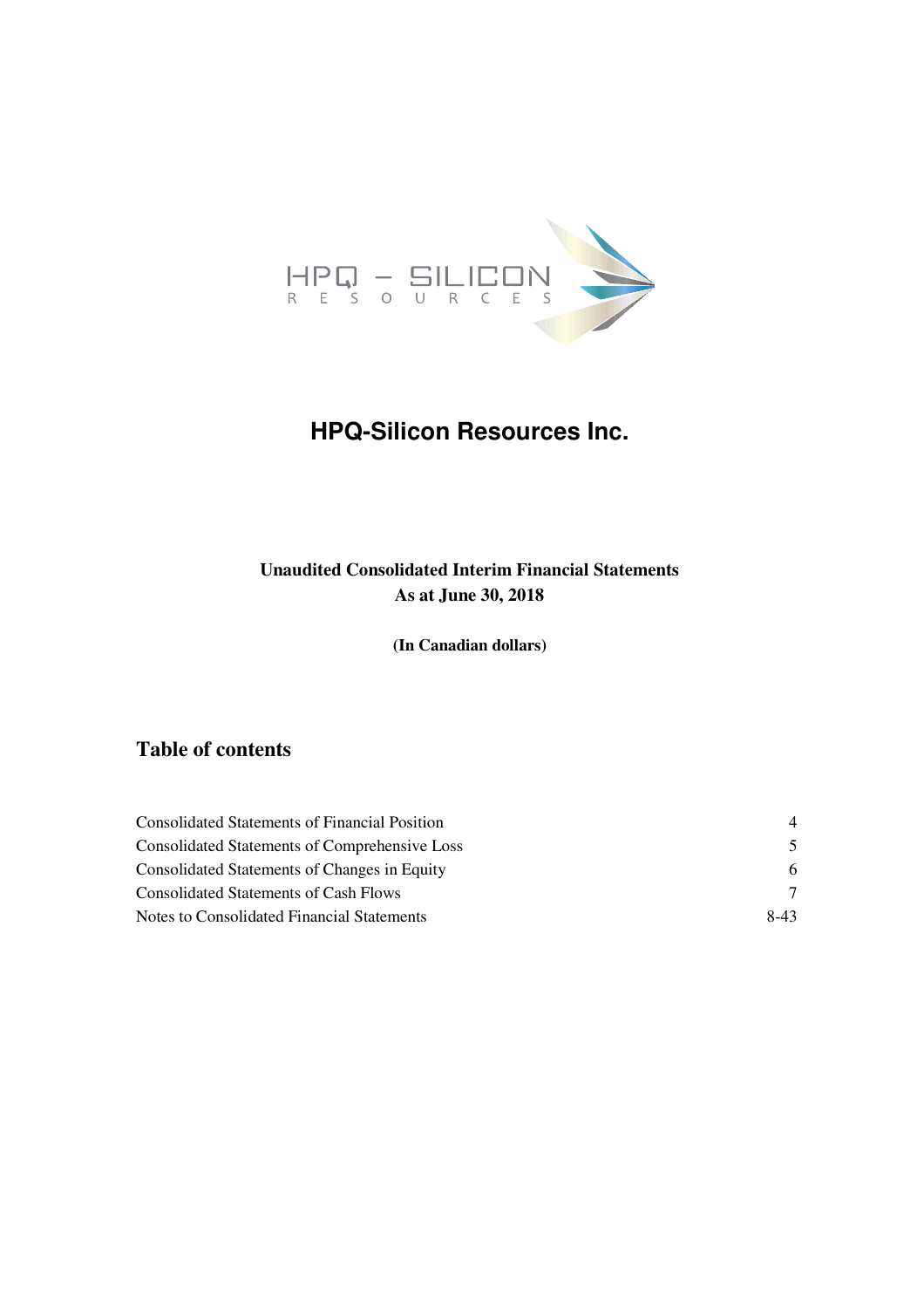# HPQ-Silicon Resources Inc.

**Unaudited Consolidated Interim Financial Statements**
**As at June 30, 2018**

**(In Canadian dollars)**

## Table of contents

| | |
|---|---|
| Consolidated Statements of Financial Position | 4 |
| Consolidated Statements of Comprehensive Loss | 5 |
| Consolidated Statements of Changes in Equity | 6 |
| Consolidated Statements of Cash Flows | 7 |
| Notes to Consolidated Financial Statements | 8-43 |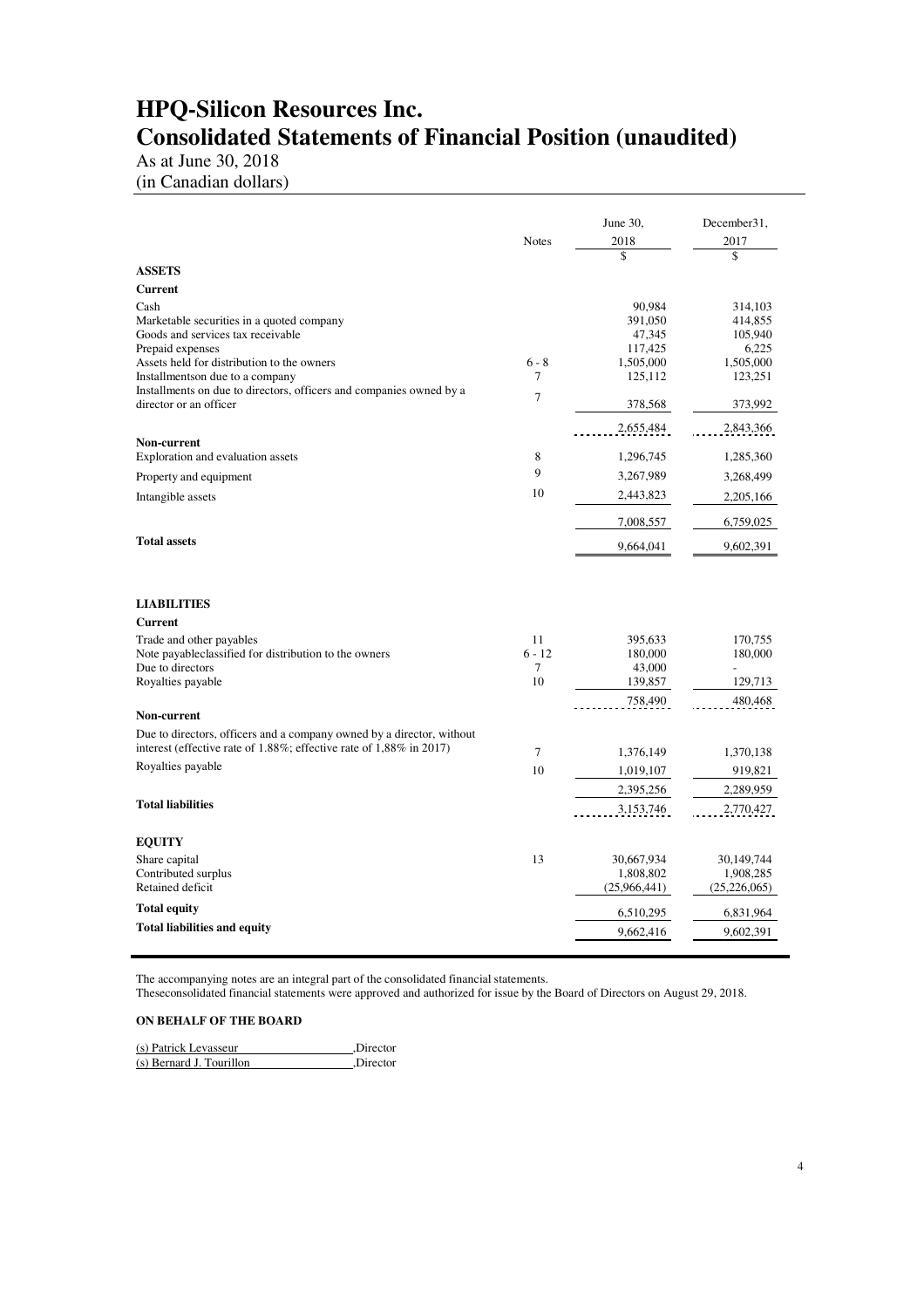# HPQ-Silicon Resources Inc.
# Consolidated Statements of Financial Position (unaudited)

As at June 30, 2018
(in Canadian dollars)

| | Notes | June 30, 2018 | December31, 2017 |
|---|---|---|---|
| | | $ | $ |
| **ASSETS** | | | |
| **Current** | | | |
| Cash | | 90,984 | 314,103 |
| Marketable securities in a quoted company | | 391,050 | 414,855 |
| Goods and services tax receivable | | 47,345 | 105,940 |
| Prepaid expenses | | 117,425 | 6,225 |
| Assets held for distribution to the owners | 6 - 8 | 1,505,000 | 1,505,000 |
| Installmentson due to a company | 7 | 125,112 | 123,251 |
| Installments on due to directors, officers and companies owned by a director or an officer | 7 | 378,568 | 373,992 |
| | | 2,655,484 | 2,843,366 |
| **Non-current** | | | |
| Exploration and evaluation assets | 8 | 1,296,745 | 1,285,360 |
| Property and equipment | 9 | 3,267,989 | 3,268,499 |
| Intangible assets | 10 | 2,443,823 | 2,205,166 |
| | | 7,008,557 | 6,759,025 |
| **Total assets** | | 9,664,041 | 9,602,391 |
| **LIABILITIES** | | | |
| **Current** | | | |
| Trade and other payables | 11 | 395,633 | 170,755 |
| Note payableclassified for distribution to the owners | 6 - 12 | 180,000 | 180,000 |
| Due to directors | 7 | 43,000 | - |
| Royalties payable | 10 | 139,857 | 129,713 |
| | | 758,490 | 480,468 |
| **Non-current** | | | |
| Due to directors, officers and a company owned by a director, without interest (effective rate of 1.88%; effective rate of 1,88% in 2017) | 7 | 1,376,149 | 1,370,138 |
| Royalties payable | 10 | 1,019,107 | 919,821 |
| | | 2,395,256 | 2,289,959 |
| **Total liabilities** | | 3,153,746 | 2,770,427 |
| **EQUITY** | | | |
| Share capital | 13 | 30,667,934 | 30,149,744 |
| Contributed surplus | | 1,808,802 | 1,908,285 |
| Retained deficit | | (25,966,441) | (25,226,065) |
| **Total equity** | | 6,510,295 | 6,831,964 |
| **Total liabilities and equity** | | 9,662,416 | 9,602,391 |

The accompanying notes are an integral part of the consolidated financial statements.
Theseconsolidated financial statements were approved and authorized for issue by the Board of Directors on August 29, 2018.

**ON BEHALF OF THE BOARD**

(s) Patrick Levasseur ,Director
(s) Bernard J. Tourillon ,Director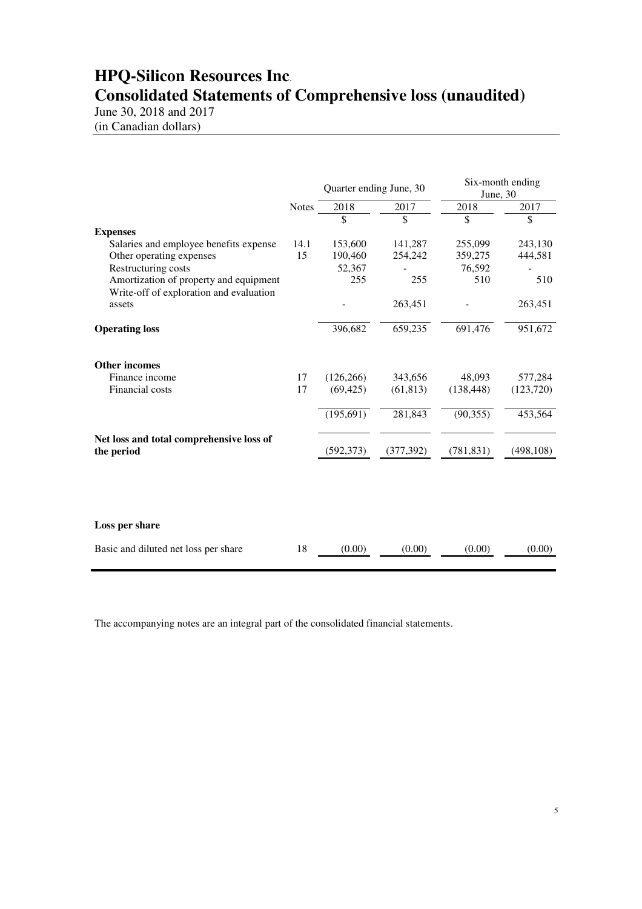# HPQ-Silicon Resources Inc.

# Consolidated Statements of Comprehensive loss (unaudited)

June 30, 2018 and 2017
(in Canadian dollars)

| | Notes | Quarter ending June, 30 | | Six-month ending June, 30 | |
|---|---|---|---|---|---|
| | | 2018 | 2017 | 2018 | 2017 |
| | | $ | $ | $ | $ |
| **Expenses** | | | | | |
| Salaries and employee benefits expense | 14.1 | 153,600 | 141,287 | 255,099 | 243,130 |
| Other operating expenses | 15 | 190,460 | 254,242 | 359,275 | 444,581 |
| Restructuring costs | | 52,367 | - | 76,592 | - |
| Amortization of property and equipment | | 255 | 255 | 510 | 510 |
| Write-off of exploration and evaluation assets | | - | 263,451 | - | 263,451 |
| **Operating loss** | | 396,682 | 659,235 | 691,476 | 951,672 |
| **Other incomes** | | | | | |
| Finance income | 17 | (126,266) | 343,656 | 48,093 | 577,284 |
| Financial costs | 17 | (69,425) | (61,813) | (138,448) | (123,720) |
| | | (195,691) | 281,843 | (90,355) | 453,564 |
| **Net loss and total comprehensive loss of the period** | | (592,373) | (377,392) | (781,831) | (498,108) |

**Loss per share**

| | | | | | |
|---|---|---|---|---|---|
| Basic and diluted net loss per share | 18 | (0.00) | (0.00) | (0.00) | (0.00) |

The accompanying notes are an integral part of the consolidated financial statements.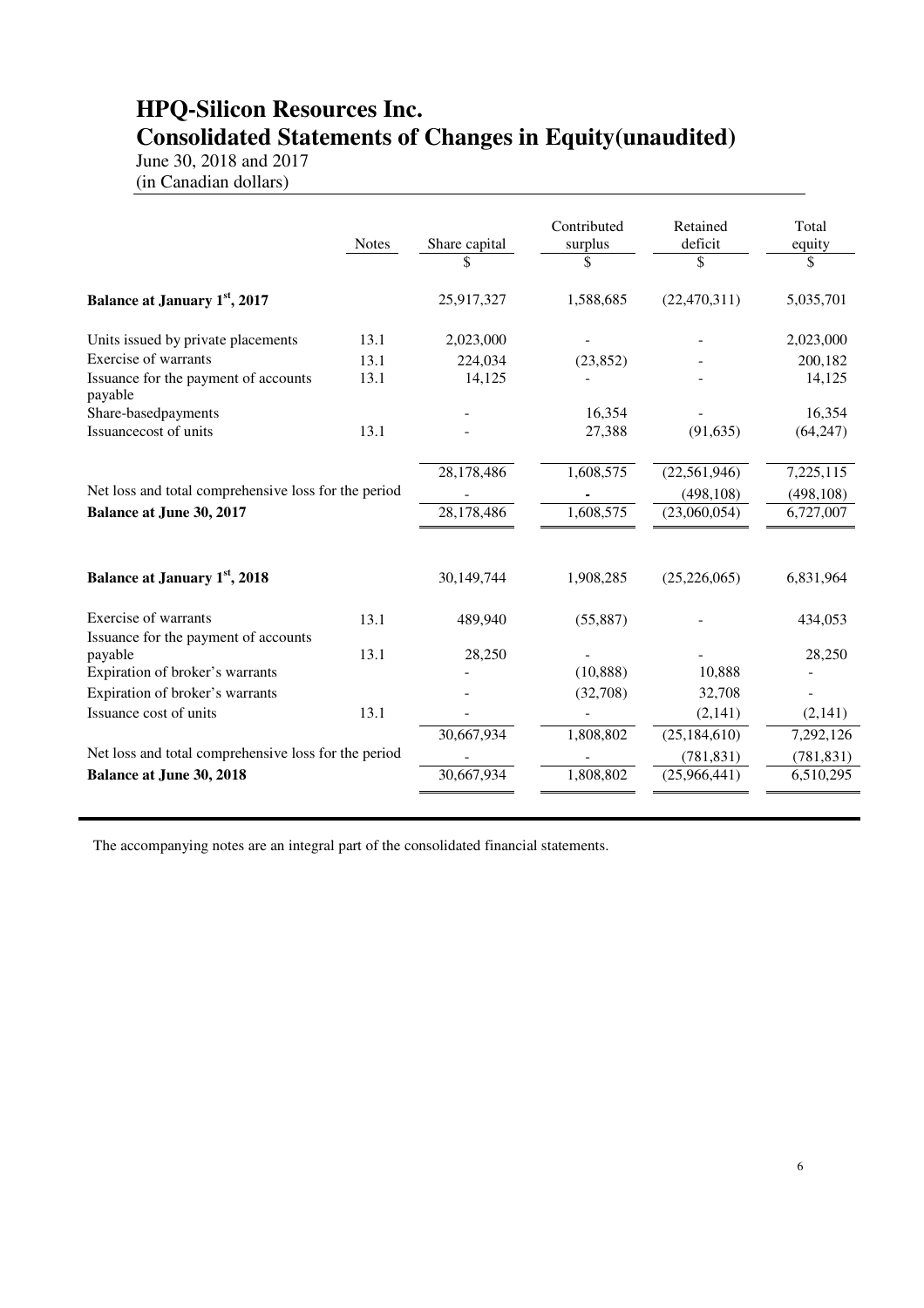# HPQ-Silicon Resources Inc.
# Consolidated Statements of Changes in Equity(unaudited)

June 30, 2018 and 2017
(in Canadian dollars)

| | Notes | Share capital | Contributed surplus | Retained deficit | Total equity |
|---|---|---|---|---|---|
| | | $ | $ | $ | $ |
| **Balance at January 1st, 2017** | | 25,917,327 | 1,588,685 | (22,470,311) | 5,035,701 |
| Units issued by private placements | 13.1 | 2,023,000 | - | - | 2,023,000 |
| Exercise of warrants | 13.1 | 224,034 | (23,852) | - | 200,182 |
| Issuance for the payment of accounts payable | 13.1 | 14,125 | - | - | 14,125 |
| Share-basedpayments | | - | 16,354 | - | 16,354 |
| Issuancecost of units | 13.1 | - | 27,388 | (91,635) | (64,247) |
| | | 28,178,486 | 1,608,575 | (22,561,946) | 7,225,115 |
| Net loss and total comprehensive loss for the period | | - | - | (498,108) | (498,108) |
| **Balance at June 30, 2017** | | 28,178,486 | 1,608,575 | (23,060,054) | 6,727,007 |
| **Balance at January 1st, 2018** | | 30,149,744 | 1,908,285 | (25,226,065) | 6,831,964 |
| Exercise of warrants | 13.1 | 489,940 | (55,887) | - | 434,053 |
| Issuance for the payment of accounts payable | 13.1 | 28,250 | - | - | 28,250 |
| Expiration of broker's warrants | | - | (10,888) | 10,888 | - |
| Expiration of broker's warrants | | - | (32,708) | 32,708 | - |
| Issuance cost of units | 13.1 | - | - | (2,141) | (2,141) |
| | | 30,667,934 | 1,808,802 | (25,184,610) | 7,292,126 |
| Net loss and total comprehensive loss for the period | | - | - | (781,831) | (781,831) |
| **Balance at June 30, 2018** | | 30,667,934 | 1,808,802 | (25,966,441) | 6,510,295 |

The accompanying notes are an integral part of the consolidated financial statements.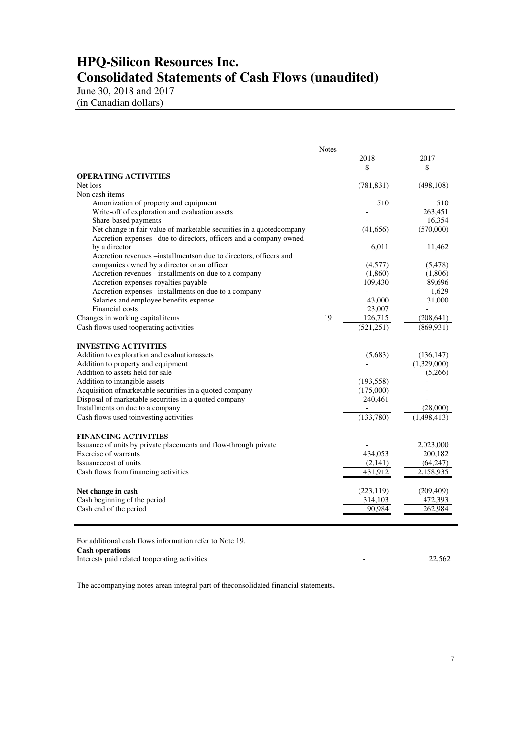# HPQ-Silicon Resources Inc.
# Consolidated Statements of Cash Flows (unaudited)

June 30, 2018 and 2017
(in Canadian dollars)

| | Notes | 2018 | 2017 |
|---|---|---|---|
| | | $ | $ |
| **OPERATING ACTIVITIES** | | | |
| Net loss | | (781,831) | (498,108) |
| Non cash items | | | |
| Amortization of property and equipment | | 510 | 510 |
| Write-off of exploration and evaluation assets | | - | 263,451 |
| Share-based payments | | - | 16,354 |
| Net change in fair value of marketable securities in a quotedcompany | | (41,656) | (570,000) |
| Accretion expenses– due to directors, officers and a company owned by a director | | 6,011 | 11,462 |
| Accretion revenues –installmentson due to directors, officers and companies owned by a director or an officer | | (4,577) | (5,478) |
| Accretion revenues - installments on due to a company | | (1,860) | (1,806) |
| Accretion expenses-royalties payable | | 109,430 | 89,696 |
| Accretion expenses– installments on due to a company | | - | 1,629 |
| Salaries and employee benefits expense | | 43,000 | 31,000 |
| Financial costs | | 23,007 | - |
| Changes in working capital items | 19 | 126,715 | (208,641) |
| Cash flows used tooperating activities | | (521,251) | (869,931) |
| **INVESTING ACTIVITIES** | | | |
| Addition to exploration and evaluationassets | | (5,683) | (136,147) |
| Addition to property and equipment | | - | (1,329,000) |
| Addition to assets held for sale | | | (5,266) |
| Addition to intangible assets | | (193,558) | - |
| Acquisition ofmarketable securities in a quoted company | | (175,000) | - |
| Disposal of marketable securities in a quoted company | | 240,461 | - |
| Installments on due to a company | | - | (28,000) |
| Cash flows used toinvesting activities | | (133,780) | (1,498,413) |
| **FINANCING ACTIVITIES** | | | |
| Issuance of units by private placements and flow-through private | | - | 2,023,000 |
| Exercise of warrants | | 434,053 | 200,182 |
| Issuancecost of units | | (2,141) | (64,247) |
| Cash flows from financing activities | | 431,912 | 2,158,935 |
| **Net change in cash** | | (223,119) | (209,409) |
| Cash beginning of the period | | 314,103 | 472,393 |
| Cash end of the period | | 90,984 | 262,984 |

For additional cash flows information refer to Note 19.

| | | |
|---|---|---|
| **Cash operations** | | |
| Interests paid related tooperating activities | - | 22,562 |

The accompanying notes arean integral part of theconsolidated financial statements.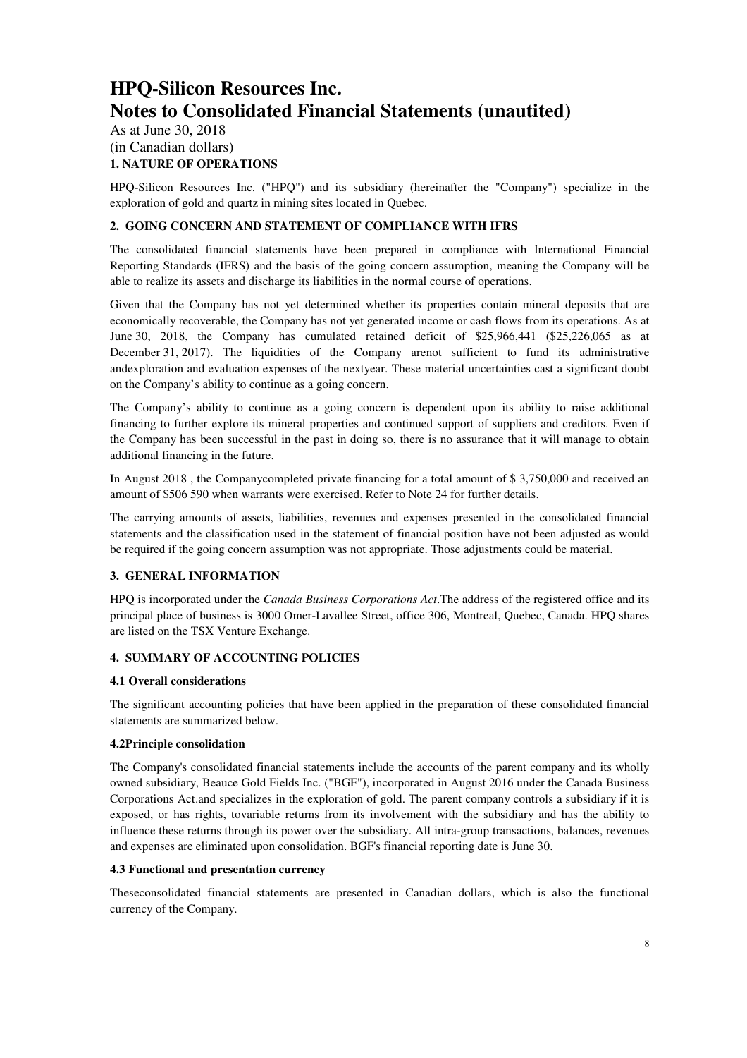# HPQ-Silicon Resources Inc.
# Notes to Consolidated Financial Statements (unautited)

As at June 30, 2018
(in Canadian dollars)

## 1. NATURE OF OPERATIONS

HPQ-Silicon Resources Inc. ("HPQ") and its subsidiary (hereinafter the "Company") specialize in the exploration of gold and quartz in mining sites located in Quebec.

## 2. GOING CONCERN AND STATEMENT OF COMPLIANCE WITH IFRS

The consolidated financial statements have been prepared in compliance with International Financial Reporting Standards (IFRS) and the basis of the going concern assumption, meaning the Company will be able to realize its assets and discharge its liabilities in the normal course of operations.

Given that the Company has not yet determined whether its properties contain mineral deposits that are economically recoverable, the Company has not yet generated income or cash flows from its operations. As at June 30, 2018, the Company has cumulated retained deficit of $25,966,441 ($25,226,065 as at December 31, 2017). The liquidities of the Company arenot sufficient to fund its administrative andexploration and evaluation expenses of the nextyear. These material uncertainties cast a significant doubt on the Company's ability to continue as a going concern.

The Company's ability to continue as a going concern is dependent upon its ability to raise additional financing to further explore its mineral properties and continued support of suppliers and creditors. Even if the Company has been successful in the past in doing so, there is no assurance that it will manage to obtain additional financing in the future.

In August 2018 , the Companycompleted private financing for a total amount of $ 3,750,000 and received an amount of $506 590 when warrants were exercised. Refer to Note 24 for further details.

The carrying amounts of assets, liabilities, revenues and expenses presented in the consolidated financial statements and the classification used in the statement of financial position have not been adjusted as would be required if the going concern assumption was not appropriate. Those adjustments could be material.

## 3. GENERAL INFORMATION

HPQ is incorporated under the *Canada Business Corporations Act*.The address of the registered office and its principal place of business is 3000 Omer-Lavallee Street, office 306, Montreal, Quebec, Canada. HPQ shares are listed on the TSX Venture Exchange.

## 4. SUMMARY OF ACCOUNTING POLICIES

### 4.1 Overall considerations

The significant accounting policies that have been applied in the preparation of these consolidated financial statements are summarized below.

### 4.2Principle consolidation

The Company's consolidated financial statements include the accounts of the parent company and its wholly owned subsidiary, Beauce Gold Fields Inc. ("BGF"), incorporated in August 2016 under the Canada Business Corporations Act.and specializes in the exploration of gold. The parent company controls a subsidiary if it is exposed, or has rights, tovariable returns from its involvement with the subsidiary and has the ability to influence these returns through its power over the subsidiary. All intra-group transactions, balances, revenues and expenses are eliminated upon consolidation. BGF's financial reporting date is June 30.

### 4.3 Functional and presentation currency

Theseconsolidated financial statements are presented in Canadian dollars, which is also the functional currency of the Company.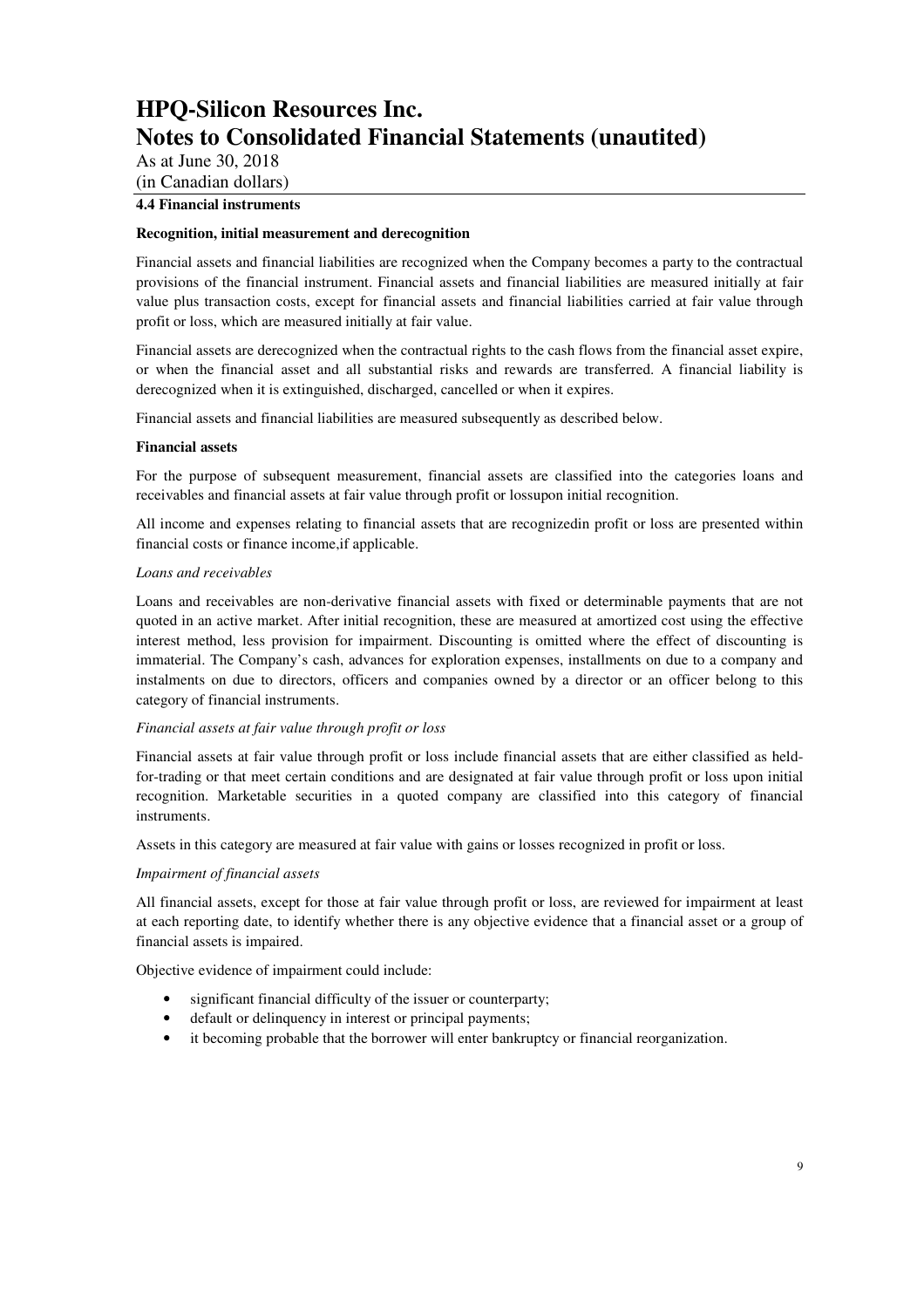### 4.4 Financial instruments

**Recognition, initial measurement and derecognition**

Financial assets and financial liabilities are recognized when the Company becomes a party to the contractual provisions of the financial instrument. Financial assets and financial liabilities are measured initially at fair value plus transaction costs, except for financial assets and financial liabilities carried at fair value through profit or loss, which are measured initially at fair value.

Financial assets are derecognized when the contractual rights to the cash flows from the financial asset expire, or when the financial asset and all substantial risks and rewards are transferred. A financial liability is derecognized when it is extinguished, discharged, cancelled or when it expires.

Financial assets and financial liabilities are measured subsequently as described below.

**Financial assets**

For the purpose of subsequent measurement, financial assets are classified into the categories loans and receivables and financial assets at fair value through profit or lossupon initial recognition.

All income and expenses relating to financial assets that are recognizedin profit or loss are presented within financial costs or finance income,if applicable.

*Loans and receivables*

Loans and receivables are non-derivative financial assets with fixed or determinable payments that are not quoted in an active market. After initial recognition, these are measured at amortized cost using the effective interest method, less provision for impairment. Discounting is omitted where the effect of discounting is immaterial. The Company's cash, advances for exploration expenses, installments on due to a company and instalments on due to directors, officers and companies owned by a director or an officer belong to this category of financial instruments.

*Financial assets at fair value through profit or loss*

Financial assets at fair value through profit or loss include financial assets that are either classified as held-for-trading or that meet certain conditions and are designated at fair value through profit or loss upon initial recognition. Marketable securities in a quoted company are classified into this category of financial instruments.

Assets in this category are measured at fair value with gains or losses recognized in profit or loss.

*Impairment of financial assets*

All financial assets, except for those at fair value through profit or loss, are reviewed for impairment at least at each reporting date, to identify whether there is any objective evidence that a financial asset or a group of financial assets is impaired.

Objective evidence of impairment could include:

- significant financial difficulty of the issuer or counterparty;
- default or delinquency in interest or principal payments;
- it becoming probable that the borrower will enter bankruptcy or financial reorganization.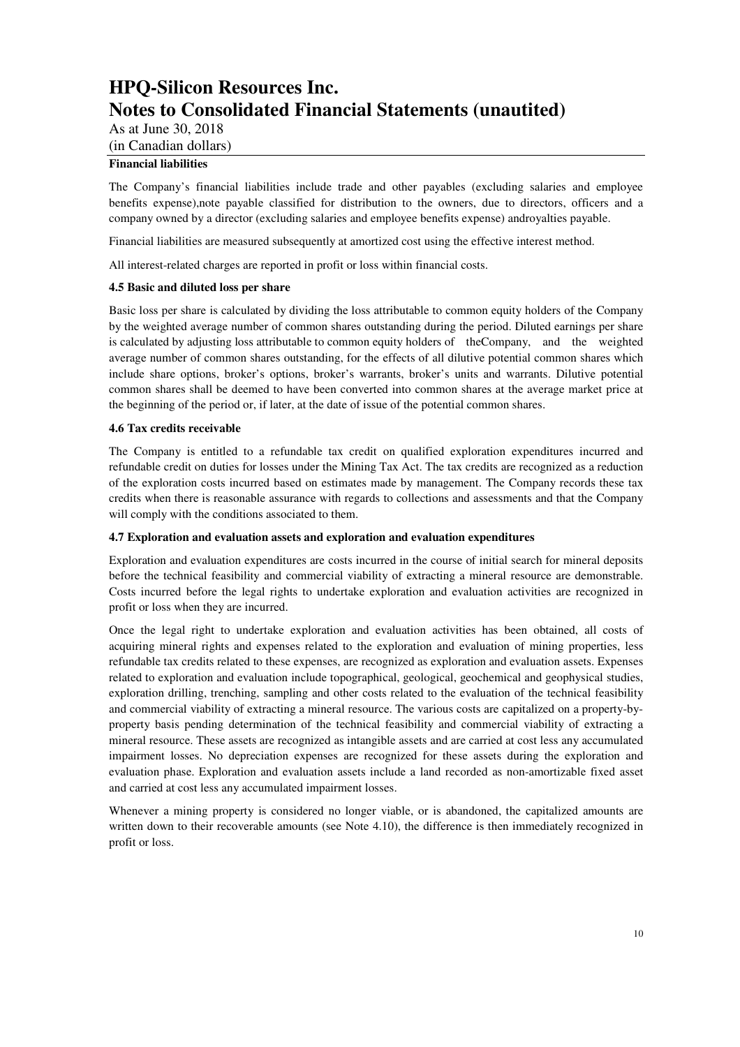**Financial liabilities**

The Company's financial liabilities include trade and other payables (excluding salaries and employee benefits expense),note payable classified for distribution to the owners, due to directors, officers and a company owned by a director (excluding salaries and employee benefits expense) androyalties payable.

Financial liabilities are measured subsequently at amortized cost using the effective interest method.

All interest-related charges are reported in profit or loss within financial costs.

**4.5 Basic and diluted loss per share**

Basic loss per share is calculated by dividing the loss attributable to common equity holders of the Company by the weighted average number of common shares outstanding during the period. Diluted earnings per share is calculated by adjusting loss attributable to common equity holders of theCompany, and the weighted average number of common shares outstanding, for the effects of all dilutive potential common shares which include share options, broker's options, broker's warrants, broker's units and warrants. Dilutive potential common shares shall be deemed to have been converted into common shares at the average market price at the beginning of the period or, if later, at the date of issue of the potential common shares.

**4.6 Tax credits receivable**

The Company is entitled to a refundable tax credit on qualified exploration expenditures incurred and refundable credit on duties for losses under the Mining Tax Act. The tax credits are recognized as a reduction of the exploration costs incurred based on estimates made by management. The Company records these tax credits when there is reasonable assurance with regards to collections and assessments and that the Company will comply with the conditions associated to them.

**4.7 Exploration and evaluation assets and exploration and evaluation expenditures**

Exploration and evaluation expenditures are costs incurred in the course of initial search for mineral deposits before the technical feasibility and commercial viability of extracting a mineral resource are demonstrable. Costs incurred before the legal rights to undertake exploration and evaluation activities are recognized in profit or loss when they are incurred.

Once the legal right to undertake exploration and evaluation activities has been obtained, all costs of acquiring mineral rights and expenses related to the exploration and evaluation of mining properties, less refundable tax credits related to these expenses, are recognized as exploration and evaluation assets. Expenses related to exploration and evaluation include topographical, geological, geochemical and geophysical studies, exploration drilling, trenching, sampling and other costs related to the evaluation of the technical feasibility and commercial viability of extracting a mineral resource. The various costs are capitalized on a property-by-property basis pending determination of the technical feasibility and commercial viability of extracting a mineral resource. These assets are recognized as intangible assets and are carried at cost less any accumulated impairment losses. No depreciation expenses are recognized for these assets during the exploration and evaluation phase. Exploration and evaluation assets include a land recorded as non-amortizable fixed asset and carried at cost less any accumulated impairment losses.

Whenever a mining property is considered no longer viable, or is abandoned, the capitalized amounts are written down to their recoverable amounts (see Note 4.10), the difference is then immediately recognized in profit or loss.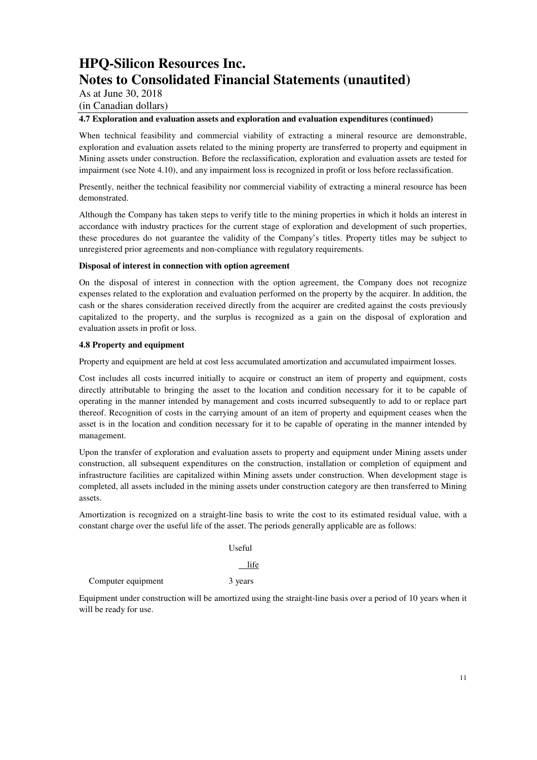**4.7 Exploration and evaluation assets and exploration and evaluation expenditures (continued)**

When technical feasibility and commercial viability of extracting a mineral resource are demonstrable, exploration and evaluation assets related to the mining property are transferred to property and equipment in Mining assets under construction. Before the reclassification, exploration and evaluation assets are tested for impairment (see Note 4.10), and any impairment loss is recognized in profit or loss before reclassification.

Presently, neither the technical feasibility nor commercial viability of extracting a mineral resource has been demonstrated.

Although the Company has taken steps to verify title to the mining properties in which it holds an interest in accordance with industry practices for the current stage of exploration and development of such properties, these procedures do not guarantee the validity of the Company's titles. Property titles may be subject to unregistered prior agreements and non-compliance with regulatory requirements.

**Disposal of interest in connection with option agreement**

On the disposal of interest in connection with the option agreement, the Company does not recognize expenses related to the exploration and evaluation performed on the property by the acquirer. In addition, the cash or the shares consideration received directly from the acquirer are credited against the costs previously capitalized to the property, and the surplus is recognized as a gain on the disposal of exploration and evaluation assets in profit or loss.

**4.8 Property and equipment**

Property and equipment are held at cost less accumulated amortization and accumulated impairment losses.

Cost includes all costs incurred initially to acquire or construct an item of property and equipment, costs directly attributable to bringing the asset to the location and condition necessary for it to be capable of operating in the manner intended by management and costs incurred subsequently to add to or replace part thereof. Recognition of costs in the carrying amount of an item of property and equipment ceases when the asset is in the location and condition necessary for it to be capable of operating in the manner intended by management.

Upon the transfer of exploration and evaluation assets to property and equipment under Mining assets under construction, all subsequent expenditures on the construction, installation or completion of equipment and infrastructure facilities are capitalized within Mining assets under construction. When development stage is completed, all assets included in the mining assets under construction category are then transferred to Mining assets.

Amortization is recognized on a straight-line basis to write the cost to its estimated residual value, with a constant charge over the useful life of the asset. The periods generally applicable are as follows:

| | Useful life |
|---|---|
| Computer equipment | 3 years |

Equipment under construction will be amortized using the straight-line basis over a period of 10 years when it will be ready for use.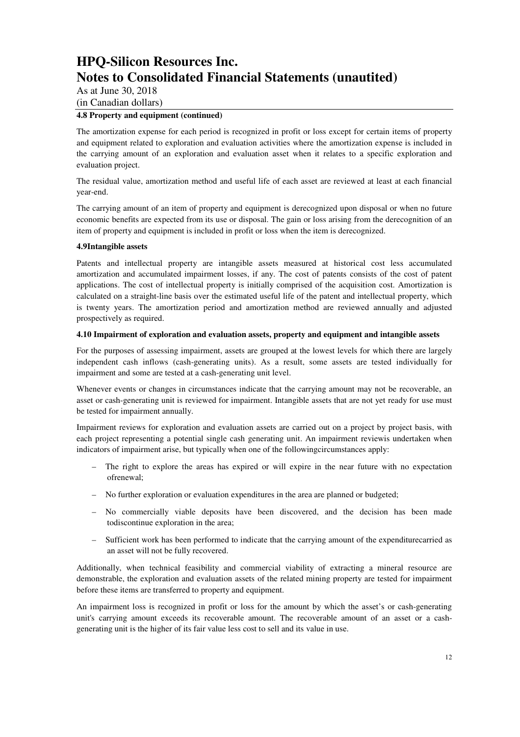**4.8 Property and equipment (continued)**

The amortization expense for each period is recognized in profit or loss except for certain items of property and equipment related to exploration and evaluation activities where the amortization expense is included in the carrying amount of an exploration and evaluation asset when it relates to a specific exploration and evaluation project.

The residual value, amortization method and useful life of each asset are reviewed at least at each financial year-end.

The carrying amount of an item of property and equipment is derecognized upon disposal or when no future economic benefits are expected from its use or disposal. The gain or loss arising from the derecognition of an item of property and equipment is included in profit or loss when the item is derecognized.

**4.9Intangible assets**

Patents and intellectual property are intangible assets measured at historical cost less accumulated amortization and accumulated impairment losses, if any. The cost of patents consists of the cost of patent applications. The cost of intellectual property is initially comprised of the acquisition cost. Amortization is calculated on a straight-line basis over the estimated useful life of the patent and intellectual property, which is twenty years. The amortization period and amortization method are reviewed annually and adjusted prospectively as required.

**4.10 Impairment of exploration and evaluation assets, property and equipment and intangible assets**

For the purposes of assessing impairment, assets are grouped at the lowest levels for which there are largely independent cash inflows (cash-generating units). As a result, some assets are tested individually for impairment and some are tested at a cash-generating unit level.

Whenever events or changes in circumstances indicate that the carrying amount may not be recoverable, an asset or cash-generating unit is reviewed for impairment. Intangible assets that are not yet ready for use must be tested for impairment annually.

Impairment reviews for exploration and evaluation assets are carried out on a project by project basis, with each project representing a potential single cash generating unit. An impairment reviewis undertaken when indicators of impairment arise, but typically when one of the followingcircumstances apply:

- The right to explore the areas has expired or will expire in the near future with no expectation ofrenewal;
- No further exploration or evaluation expenditures in the area are planned or budgeted;
- No commercially viable deposits have been discovered, and the decision has been made todiscontinue exploration in the area;
- Sufficient work has been performed to indicate that the carrying amount of the expenditurecarried as an asset will not be fully recovered.

Additionally, when technical feasibility and commercial viability of extracting a mineral resource are demonstrable, the exploration and evaluation assets of the related mining property are tested for impairment before these items are transferred to property and equipment.

An impairment loss is recognized in profit or loss for the amount by which the asset's or cash-generating unit's carrying amount exceeds its recoverable amount. The recoverable amount of an asset or a cash-generating unit is the higher of its fair value less cost to sell and its value in use.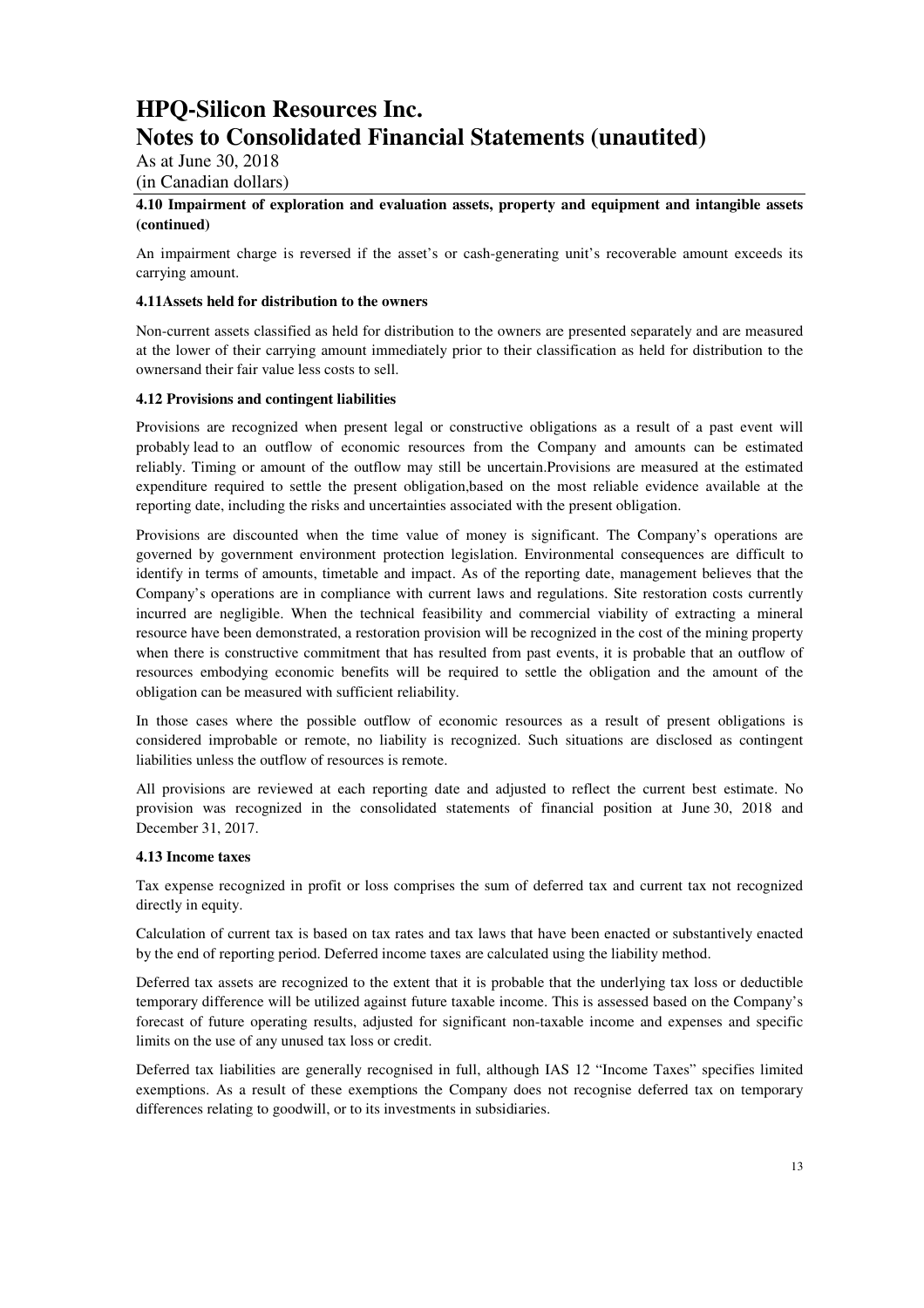#### 4.10 Impairment of exploration and evaluation assets, property and equipment and intangible assets (continued)

An impairment charge is reversed if the asset's or cash-generating unit's recoverable amount exceeds its carrying amount.

#### 4.11Assets held for distribution to the owners

Non-current assets classified as held for distribution to the owners are presented separately and are measured at the lower of their carrying amount immediately prior to their classification as held for distribution to the ownersand their fair value less costs to sell.

#### 4.12 Provisions and contingent liabilities

Provisions are recognized when present legal or constructive obligations as a result of a past event will probably lead to an outflow of economic resources from the Company and amounts can be estimated reliably. Timing or amount of the outflow may still be uncertain.Provisions are measured at the estimated expenditure required to settle the present obligation,based on the most reliable evidence available at the reporting date, including the risks and uncertainties associated with the present obligation.

Provisions are discounted when the time value of money is significant. The Company's operations are governed by government environment protection legislation. Environmental consequences are difficult to identify in terms of amounts, timetable and impact. As of the reporting date, management believes that the Company's operations are in compliance with current laws and regulations. Site restoration costs currently incurred are negligible. When the technical feasibility and commercial viability of extracting a mineral resource have been demonstrated, a restoration provision will be recognized in the cost of the mining property when there is constructive commitment that has resulted from past events, it is probable that an outflow of resources embodying economic benefits will be required to settle the obligation and the amount of the obligation can be measured with sufficient reliability.

In those cases where the possible outflow of economic resources as a result of present obligations is considered improbable or remote, no liability is recognized. Such situations are disclosed as contingent liabilities unless the outflow of resources is remote.

All provisions are reviewed at each reporting date and adjusted to reflect the current best estimate. No provision was recognized in the consolidated statements of financial position at June 30, 2018 and December 31, 2017.

#### 4.13 Income taxes

Tax expense recognized in profit or loss comprises the sum of deferred tax and current tax not recognized directly in equity.

Calculation of current tax is based on tax rates and tax laws that have been enacted or substantively enacted by the end of reporting period. Deferred income taxes are calculated using the liability method.

Deferred tax assets are recognized to the extent that it is probable that the underlying tax loss or deductible temporary difference will be utilized against future taxable income. This is assessed based on the Company's forecast of future operating results, adjusted for significant non-taxable income and expenses and specific limits on the use of any unused tax loss or credit.

Deferred tax liabilities are generally recognised in full, although IAS 12 "Income Taxes" specifies limited exemptions. As a result of these exemptions the Company does not recognise deferred tax on temporary differences relating to goodwill, or to its investments in subsidiaries.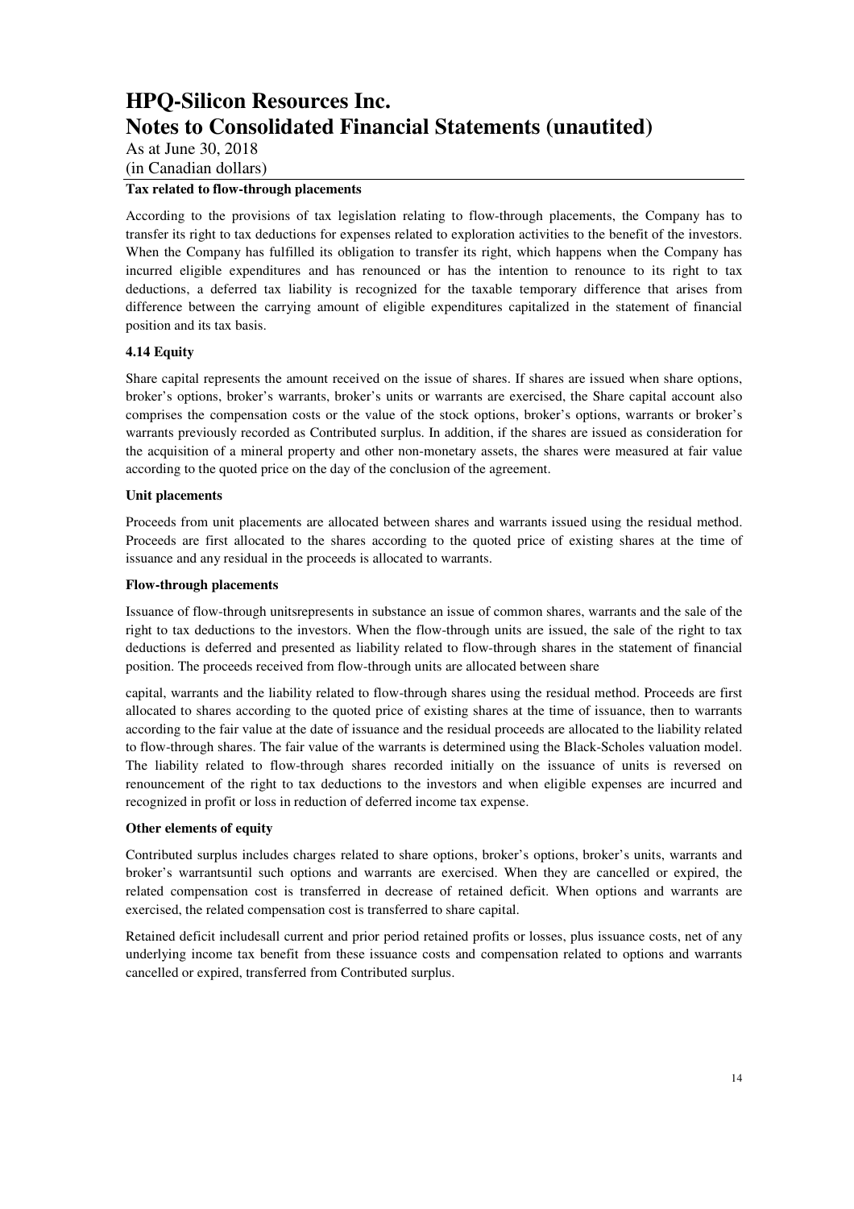**Tax related to flow-through placements**

According to the provisions of tax legislation relating to flow-through placements, the Company has to transfer its right to tax deductions for expenses related to exploration activities to the benefit of the investors. When the Company has fulfilled its obligation to transfer its right, which happens when the Company has incurred eligible expenditures and has renounced or has the intention to renounce to its right to tax deductions, a deferred tax liability is recognized for the taxable temporary difference that arises from difference between the carrying amount of eligible expenditures capitalized in the statement of financial position and its tax basis.

### 4.14 Equity

Share capital represents the amount received on the issue of shares. If shares are issued when share options, broker's options, broker's warrants, broker's units or warrants are exercised, the Share capital account also comprises the compensation costs or the value of the stock options, broker's options, warrants or broker's warrants previously recorded as Contributed surplus. In addition, if the shares are issued as consideration for the acquisition of a mineral property and other non-monetary assets, the shares were measured at fair value according to the quoted price on the day of the conclusion of the agreement.

**Unit placements**

Proceeds from unit placements are allocated between shares and warrants issued using the residual method. Proceeds are first allocated to the shares according to the quoted price of existing shares at the time of issuance and any residual in the proceeds is allocated to warrants.

**Flow-through placements**

Issuance of flow-through unitsrepresents in substance an issue of common shares, warrants and the sale of the right to tax deductions to the investors. When the flow-through units are issued, the sale of the right to tax deductions is deferred and presented as liability related to flow-through shares in the statement of financial position. The proceeds received from flow-through units are allocated between share

capital, warrants and the liability related to flow-through shares using the residual method. Proceeds are first allocated to shares according to the quoted price of existing shares at the time of issuance, then to warrants according to the fair value at the date of issuance and the residual proceeds are allocated to the liability related to flow-through shares. The fair value of the warrants is determined using the Black-Scholes valuation model. The liability related to flow-through shares recorded initially on the issuance of units is reversed on renouncement of the right to tax deductions to the investors and when eligible expenses are incurred and recognized in profit or loss in reduction of deferred income tax expense.

**Other elements of equity**

Contributed surplus includes charges related to share options, broker's options, broker's units, warrants and broker's warrantsuntil such options and warrants are exercised. When they are cancelled or expired, the related compensation cost is transferred in decrease of retained deficit. When options and warrants are exercised, the related compensation cost is transferred to share capital.

Retained deficit includesall current and prior period retained profits or losses, plus issuance costs, net of any underlying income tax benefit from these issuance costs and compensation related to options and warrants cancelled or expired, transferred from Contributed surplus.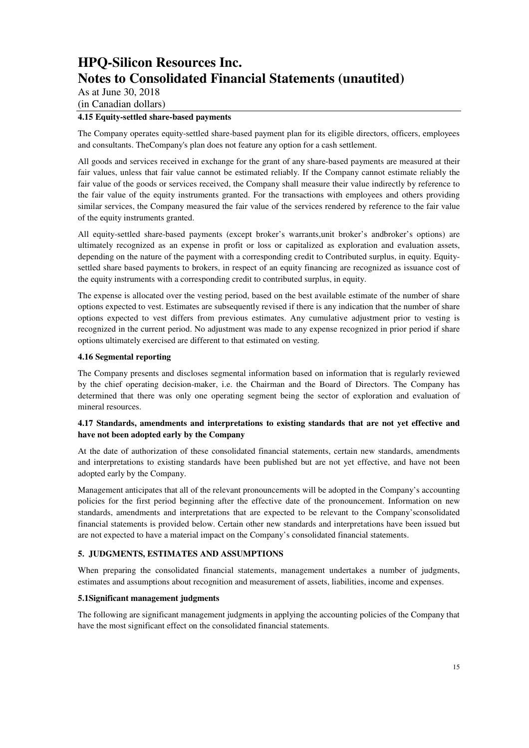#### 4.15 Equity-settled share-based payments

The Company operates equity-settled share-based payment plan for its eligible directors, officers, employees and consultants. TheCompany's plan does not feature any option for a cash settlement.

All goods and services received in exchange for the grant of any share-based payments are measured at their fair values, unless that fair value cannot be estimated reliably. If the Company cannot estimate reliably the fair value of the goods or services received, the Company shall measure their value indirectly by reference to the fair value of the equity instruments granted. For the transactions with employees and others providing similar services, the Company measured the fair value of the services rendered by reference to the fair value of the equity instruments granted.

All equity-settled share-based payments (except broker's warrants,unit broker's andbroker's options) are ultimately recognized as an expense in profit or loss or capitalized as exploration and evaluation assets, depending on the nature of the payment with a corresponding credit to Contributed surplus, in equity. Equity-settled share based payments to brokers, in respect of an equity financing are recognized as issuance cost of the equity instruments with a corresponding credit to contributed surplus, in equity.

The expense is allocated over the vesting period, based on the best available estimate of the number of share options expected to vest. Estimates are subsequently revised if there is any indication that the number of share options expected to vest differs from previous estimates. Any cumulative adjustment prior to vesting is recognized in the current period. No adjustment was made to any expense recognized in prior period if share options ultimately exercised are different to that estimated on vesting.

#### 4.16 Segmental reporting

The Company presents and discloses segmental information based on information that is regularly reviewed by the chief operating decision-maker, i.e. the Chairman and the Board of Directors. The Company has determined that there was only one operating segment being the sector of exploration and evaluation of mineral resources.

#### 4.17 Standards, amendments and interpretations to existing standards that are not yet effective and have not been adopted early by the Company

At the date of authorization of these consolidated financial statements, certain new standards, amendments and interpretations to existing standards have been published but are not yet effective, and have not been adopted early by the Company.

Management anticipates that all of the relevant pronouncements will be adopted in the Company's accounting policies for the first period beginning after the effective date of the pronouncement. Information on new standards, amendments and interpretations that are expected to be relevant to the Company'sconsolidated financial statements is provided below. Certain other new standards and interpretations have been issued but are not expected to have a material impact on the Company's consolidated financial statements.

## 5. JUDGMENTS, ESTIMATES AND ASSUMPTIONS

When preparing the consolidated financial statements, management undertakes a number of judgments, estimates and assumptions about recognition and measurement of assets, liabilities, income and expenses.

#### 5.1Significant management judgments

The following are significant management judgments in applying the accounting policies of the Company that have the most significant effect on the consolidated financial statements.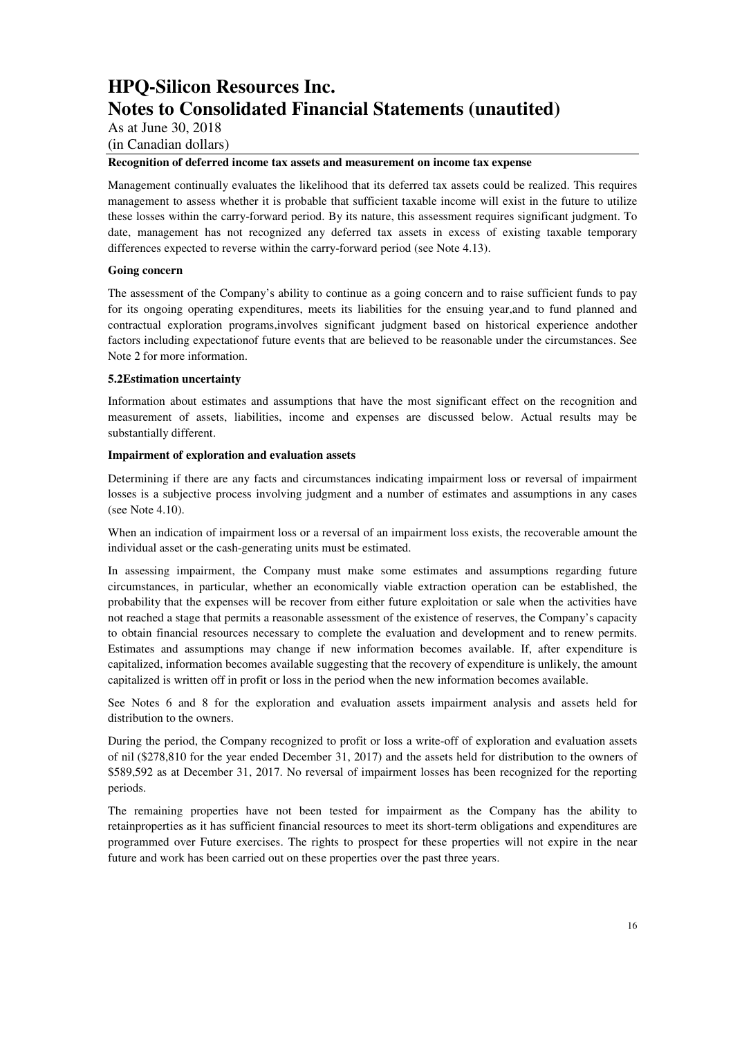**Recognition of deferred income tax assets and measurement on income tax expense**

Management continually evaluates the likelihood that its deferred tax assets could be realized. This requires management to assess whether it is probable that sufficient taxable income will exist in the future to utilize these losses within the carry-forward period. By its nature, this assessment requires significant judgment. To date, management has not recognized any deferred tax assets in excess of existing taxable temporary differences expected to reverse within the carry-forward period (see Note 4.13).

**Going concern**

The assessment of the Company's ability to continue as a going concern and to raise sufficient funds to pay for its ongoing operating expenditures, meets its liabilities for the ensuing year,and to fund planned and contractual exploration programs,involves significant judgment based on historical experience andother factors including expectationof future events that are believed to be reasonable under the circumstances. See Note 2 for more information.

**5.2Estimation uncertainty**

Information about estimates and assumptions that have the most significant effect on the recognition and measurement of assets, liabilities, income and expenses are discussed below. Actual results may be substantially different.

**Impairment of exploration and evaluation assets**

Determining if there are any facts and circumstances indicating impairment loss or reversal of impairment losses is a subjective process involving judgment and a number of estimates and assumptions in any cases (see Note 4.10).

When an indication of impairment loss or a reversal of an impairment loss exists, the recoverable amount the individual asset or the cash-generating units must be estimated.

In assessing impairment, the Company must make some estimates and assumptions regarding future circumstances, in particular, whether an economically viable extraction operation can be established, the probability that the expenses will be recover from either future exploitation or sale when the activities have not reached a stage that permits a reasonable assessment of the existence of reserves, the Company's capacity to obtain financial resources necessary to complete the evaluation and development and to renew permits. Estimates and assumptions may change if new information becomes available. If, after expenditure is capitalized, information becomes available suggesting that the recovery of expenditure is unlikely, the amount capitalized is written off in profit or loss in the period when the new information becomes available.

See Notes 6 and 8 for the exploration and evaluation assets impairment analysis and assets held for distribution to the owners.

During the period, the Company recognized to profit or loss a write-off of exploration and evaluation assets of nil ($278,810 for the year ended December 31, 2017) and the assets held for distribution to the owners of $589,592 as at December 31, 2017. No reversal of impairment losses has been recognized for the reporting periods.

The remaining properties have not been tested for impairment as the Company has the ability to retainproperties as it has sufficient financial resources to meet its short-term obligations and expenditures are programmed over Future exercises. The rights to prospect for these properties will not expire in the near future and work has been carried out on these properties over the past three years.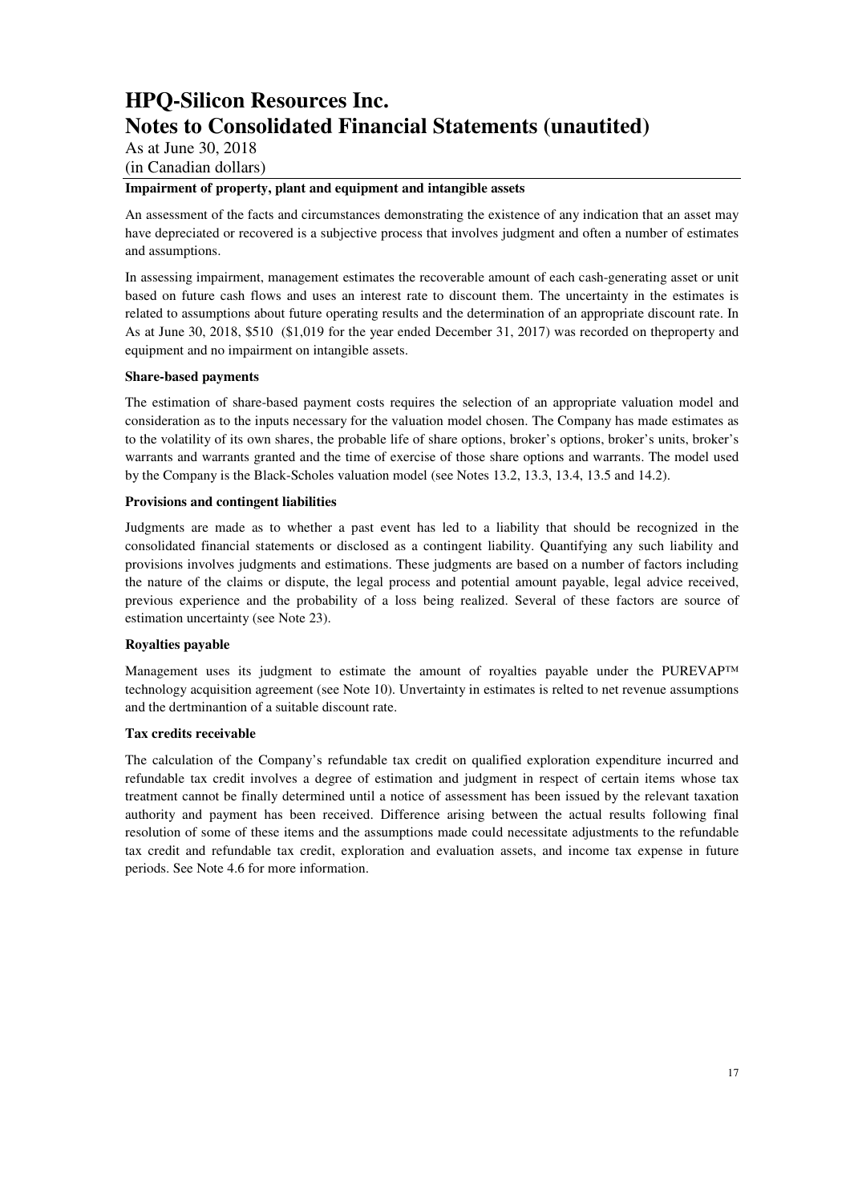**Impairment of property, plant and equipment and intangible assets**

An assessment of the facts and circumstances demonstrating the existence of any indication that an asset may have depreciated or recovered is a subjective process that involves judgment and often a number of estimates and assumptions.

In assessing impairment, management estimates the recoverable amount of each cash-generating asset or unit based on future cash flows and uses an interest rate to discount them. The uncertainty in the estimates is related to assumptions about future operating results and the determination of an appropriate discount rate. In As at June 30, 2018, $510 ($1,019 for the year ended December 31, 2017) was recorded on theproperty and equipment and no impairment on intangible assets.

**Share-based payments**

The estimation of share-based payment costs requires the selection of an appropriate valuation model and consideration as to the inputs necessary for the valuation model chosen. The Company has made estimates as to the volatility of its own shares, the probable life of share options, broker's options, broker's units, broker's warrants and warrants granted and the time of exercise of those share options and warrants. The model used by the Company is the Black-Scholes valuation model (see Notes 13.2, 13.3, 13.4, 13.5 and 14.2).

**Provisions and contingent liabilities**

Judgments are made as to whether a past event has led to a liability that should be recognized in the consolidated financial statements or disclosed as a contingent liability. Quantifying any such liability and provisions involves judgments and estimations. These judgments are based on a number of factors including the nature of the claims or dispute, the legal process and potential amount payable, legal advice received, previous experience and the probability of a loss being realized. Several of these factors are source of estimation uncertainty (see Note 23).

**Royalties payable**

Management uses its judgment to estimate the amount of royalties payable under the PUREVAP™ technology acquisition agreement (see Note 10). Unvertainty in estimates is relted to net revenue assumptions and the dertminantion of a suitable discount rate.

**Tax credits receivable**

The calculation of the Company's refundable tax credit on qualified exploration expenditure incurred and refundable tax credit involves a degree of estimation and judgment in respect of certain items whose tax treatment cannot be finally determined until a notice of assessment has been issued by the relevant taxation authority and payment has been received. Difference arising between the actual results following final resolution of some of these items and the assumptions made could necessitate adjustments to the refundable tax credit and refundable tax credit, exploration and evaluation assets, and income tax expense in future periods. See Note 4.6 for more information.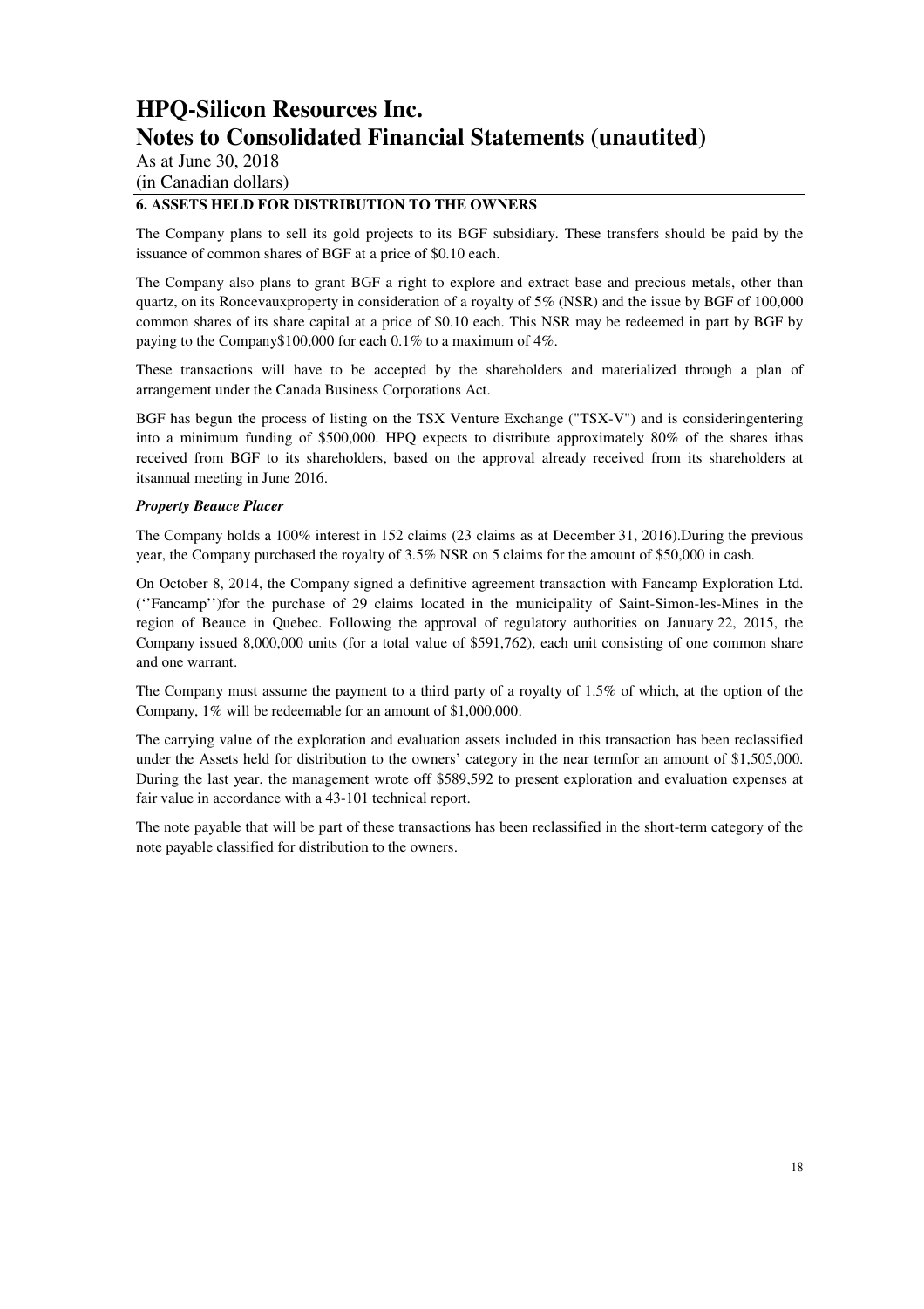# HPQ-Silicon Resources Inc.
# Notes to Consolidated Financial Statements (unautited)

As at June 30, 2018
(in Canadian dollars)

## 6. ASSETS HELD FOR DISTRIBUTION TO THE OWNERS

The Company plans to sell its gold projects to its BGF subsidiary. These transfers should be paid by the issuance of common shares of BGF at a price of $0.10 each.

The Company also plans to grant BGF a right to explore and extract base and precious metals, other than quartz, on its Roncevauxproperty in consideration of a royalty of 5% (NSR) and the issue by BGF of 100,000 common shares of its share capital at a price of $0.10 each. This NSR may be redeemed in part by BGF by paying to the Company$100,000 for each 0.1% to a maximum of 4%.

These transactions will have to be accepted by the shareholders and materialized through a plan of arrangement under the Canada Business Corporations Act.

BGF has begun the process of listing on the TSX Venture Exchange ("TSX-V") and is consideringentering into a minimum funding of $500,000. HPQ expects to distribute approximately 80% of the shares ithas received from BGF to its shareholders, based on the approval already received from its shareholders at itsannual meeting in June 2016.

***Property Beauce Placer***

The Company holds a 100% interest in 152 claims (23 claims as at December 31, 2016).During the previous year, the Company purchased the royalty of 3.5% NSR on 5 claims for the amount of $50,000 in cash.

On October 8, 2014, the Company signed a definitive agreement transaction with Fancamp Exploration Ltd. (''Fancamp'')for the purchase of 29 claims located in the municipality of Saint-Simon-les-Mines in the region of Beauce in Quebec. Following the approval of regulatory authorities on January 22, 2015, the Company issued 8,000,000 units (for a total value of $591,762), each unit consisting of one common share and one warrant.

The Company must assume the payment to a third party of a royalty of 1.5% of which, at the option of the Company, 1% will be redeemable for an amount of $1,000,000.

The carrying value of the exploration and evaluation assets included in this transaction has been reclassified under the Assets held for distribution to the owners' category in the near termfor an amount of $1,505,000. During the last year, the management wrote off $589,592 to present exploration and evaluation expenses at fair value in accordance with a 43-101 technical report.

The note payable that will be part of these transactions has been reclassified in the short-term category of the note payable classified for distribution to the owners.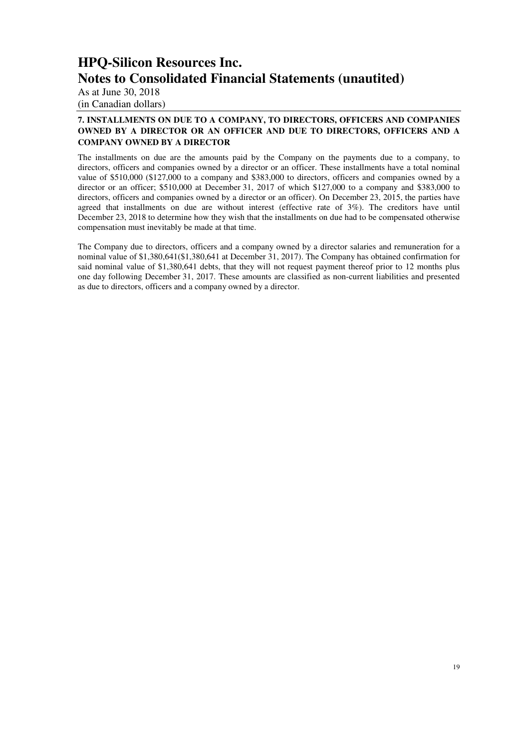# HPQ-Silicon Resources Inc.

# Notes to Consolidated Financial Statements (unautited)

As at June 30, 2018

(in Canadian dollars)

### 7. INSTALLMENTS ON DUE TO A COMPANY, TO DIRECTORS, OFFICERS AND COMPANIES OWNED BY A DIRECTOR OR AN OFFICER AND DUE TO DIRECTORS, OFFICERS AND A COMPANY OWNED BY A DIRECTOR

The installments on due are the amounts paid by the Company on the payments due to a company, to directors, officers and companies owned by a director or an officer. These installments have a total nominal value of $510,000 ($127,000 to a company and $383,000 to directors, officers and companies owned by a director or an officer; $510,000 at December 31, 2017 of which $127,000 to a company and $383,000 to directors, officers and companies owned by a director or an officer). On December 23, 2015, the parties have agreed that installments on due are without interest (effective rate of 3%). The creditors have until December 23, 2018 to determine how they wish that the installments on due had to be compensated otherwise compensation must inevitably be made at that time.

The Company due to directors, officers and a company owned by a director salaries and remuneration for a nominal value of $1,380,641($1,380,641 at December 31, 2017). The Company has obtained confirmation for said nominal value of $1,380,641 debts, that they will not request payment thereof prior to 12 months plus one day following December 31, 2017. These amounts are classified as non-current liabilities and presented as due to directors, officers and a company owned by a director.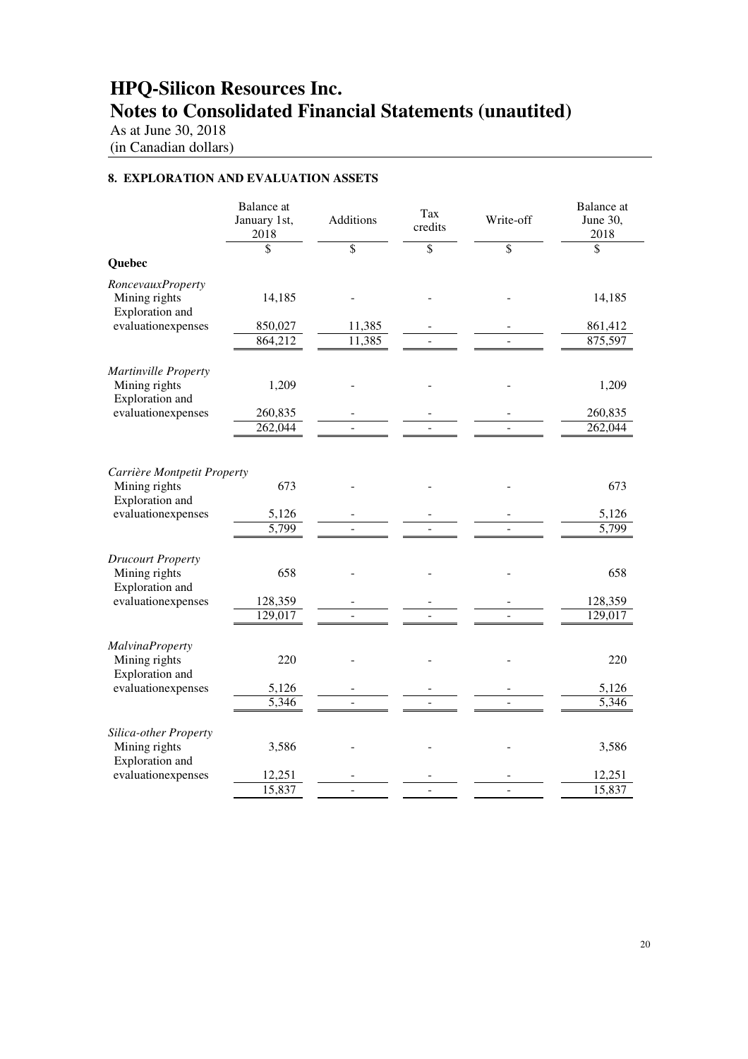# HPQ-Silicon Resources Inc.
# Notes to Consolidated Financial Statements (unautited)

As at June 30, 2018
(in Canadian dollars)

## 8. EXPLORATION AND EVALUATION ASSETS

| | Balance at January 1st, 2018 | Additions | Tax credits | Write-off | Balance at June 30, 2018 |
|---|---|---|---|---|---|
| | $ | $ | $ | $ | $ |
| **Quebec** | | | | | |
| *RoncevauxProperty* | | | | | |
| Mining rights | 14,185 | - | - | - | 14,185 |
| Exploration and evaluationexpenses | 850,027 | 11,385 | - | - | 861,412 |
| | 864,212 | 11,385 | - | - | 875,597 |
| *Martinville Property* | | | | | |
| Mining rights | 1,209 | - | - | - | 1,209 |
| Exploration and evaluationexpenses | 260,835 | - | - | - | 260,835 |
| | 262,044 | - | - | - | 262,044 |
| *Carrière Montpetit Property* | | | | | |
| Mining rights | 673 | - | - | - | 673 |
| Exploration and evaluationexpenses | 5,126 | - | - | - | 5,126 |
| | 5,799 | - | - | - | 5,799 |
| *Drucourt Property* | | | | | |
| Mining rights | 658 | - | - | - | 658 |
| Exploration and evaluationexpenses | 128,359 | - | - | - | 128,359 |
| | 129,017 | - | - | - | 129,017 |
| *MalvinaProperty* | | | | | |
| Mining rights | 220 | - | - | - | 220 |
| Exploration and evaluationexpenses | 5,126 | - | - | - | 5,126 |
| | 5,346 | - | - | - | 5,346 |
| *Silica-other Property* | | | | | |
| Mining rights | 3,586 | - | - | - | 3,586 |
| Exploration and evaluationexpenses | 12,251 | - | - | - | 12,251 |
| | 15,837 | - | - | - | 15,837 |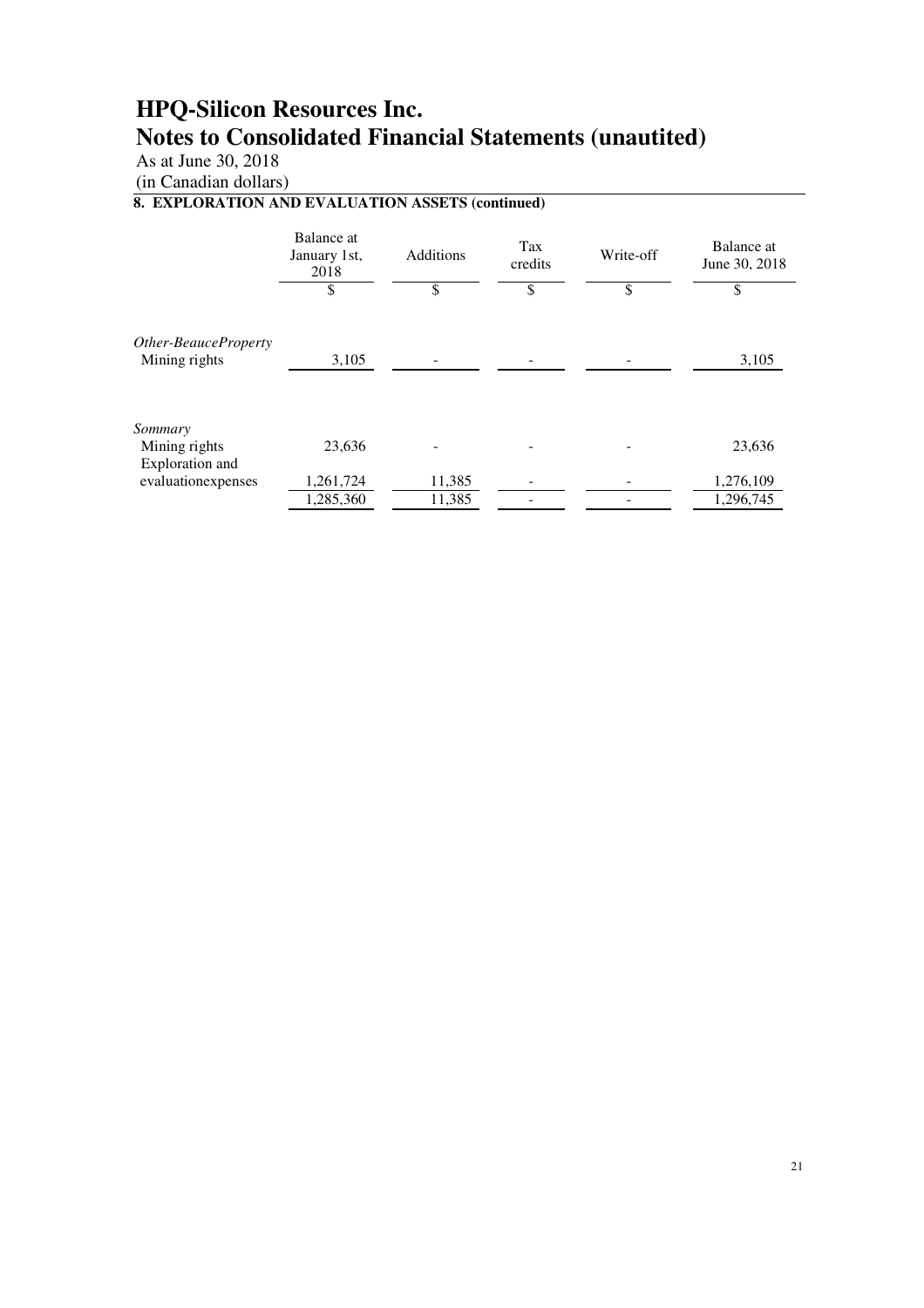# HPQ-Silicon Resources Inc.
# Notes to Consolidated Financial Statements (unautited)

As at June 30, 2018
(in Canadian dollars)

## 8. EXPLORATION AND EVALUATION ASSETS (continued)

| | Balance at January 1st, 2018 | Additions | Tax credits | Write-off | Balance at June 30, 2018 |
|---|---|---|---|---|---|
| | $ | $ | $ | $ | $ |
| *Other-BeauceProperty* | | | | | |
| Mining rights | 3,105 | - | - | - | 3,105 |
| *Sommary* | | | | | |
| Mining rights | 23,636 | - | - | - | 23,636 |
| Exploration and evaluationexpenses | 1,261,724 | 11,385 | - | - | 1,276,109 |
| | 1,285,360 | 11,385 | - | - | 1,296,745 |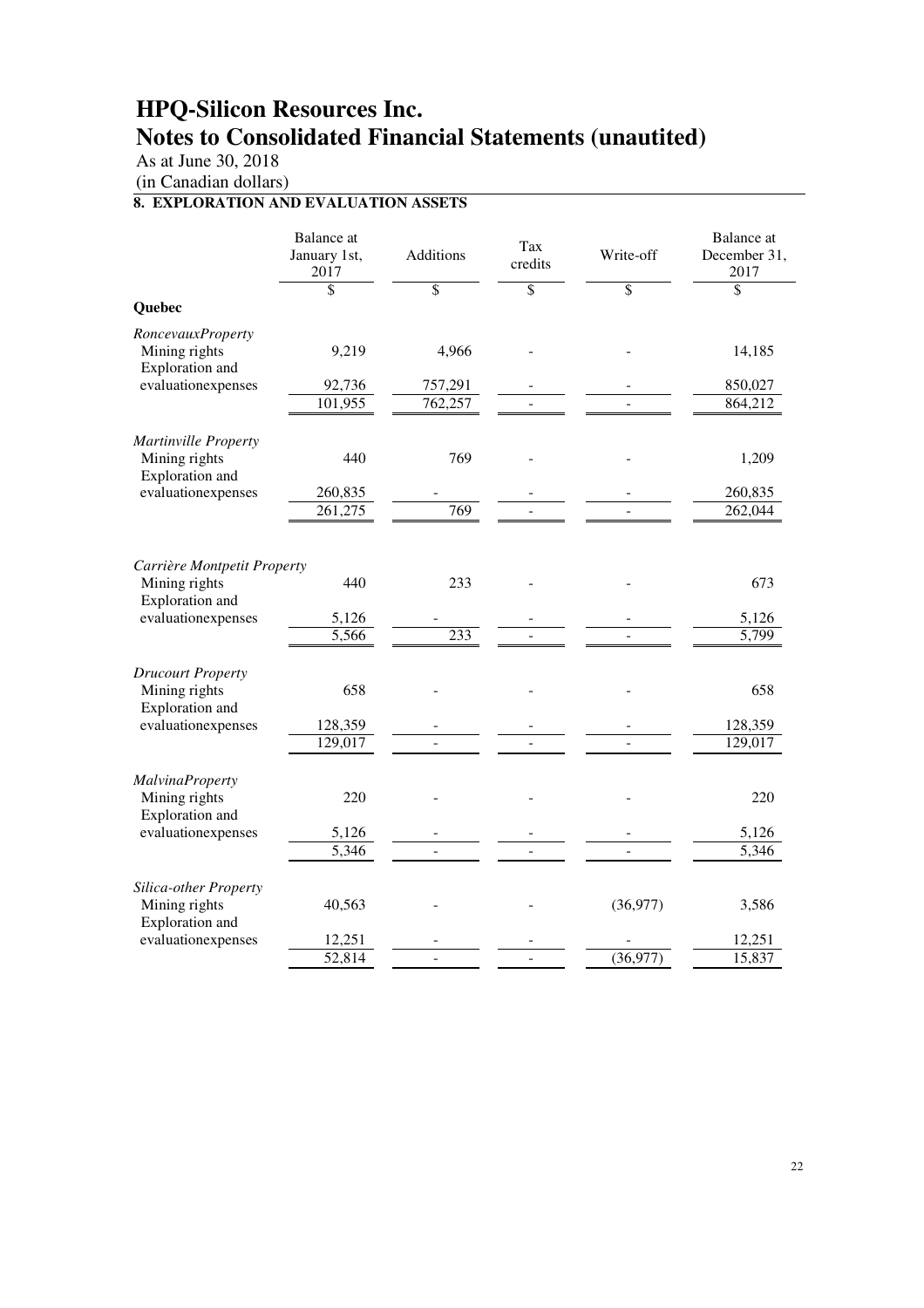# HPQ-Silicon Resources Inc.
# Notes to Consolidated Financial Statements (unautited)

As at June 30, 2018
(in Canadian dollars)

## 8. EXPLORATION AND EVALUATION ASSETS

| | Balance at January 1st, 2017 | Additions | Tax credits | Write-off | Balance at December 31, 2017 |
|---|---|---|---|---|---|
| | $ | $ | $ | $ | $ |
| **Quebec** | | | | | |
| *RoncevauxProperty* | | | | | |
| Mining rights | 9,219 | 4,966 | - | - | 14,185 |
| Exploration and evaluationexpenses | 92,736 | 757,291 | - | - | 850,027 |
| | 101,955 | 762,257 | - | - | 864,212 |
| *Martinville Property* | | | | | |
| Mining rights | 440 | 769 | - | - | 1,209 |
| Exploration and evaluationexpenses | 260,835 | - | - | - | 260,835 |
| | 261,275 | 769 | - | - | 262,044 |
| *Carrière Montpetit Property* | | | | | |
| Mining rights | 440 | 233 | - | - | 673 |
| Exploration and evaluationexpenses | 5,126 | - | - | - | 5,126 |
| | 5,566 | 233 | - | - | 5,799 |
| *Drucourt Property* | | | | | |
| Mining rights | 658 | - | - | - | 658 |
| Exploration and evaluationexpenses | 128,359 | - | - | - | 128,359 |
| | 129,017 | - | - | - | 129,017 |
| *MalvinaProperty* | | | | | |
| Mining rights | 220 | - | - | - | 220 |
| Exploration and evaluationexpenses | 5,126 | - | - | - | 5,126 |
| | 5,346 | - | - | - | 5,346 |
| *Silica-other Property* | | | | | |
| Mining rights | 40,563 | - | - | (36,977) | 3,586 |
| Exploration and evaluationexpenses | 12,251 | - | - | - | 12,251 |
| | 52,814 | - | - | (36,977) | 15,837 |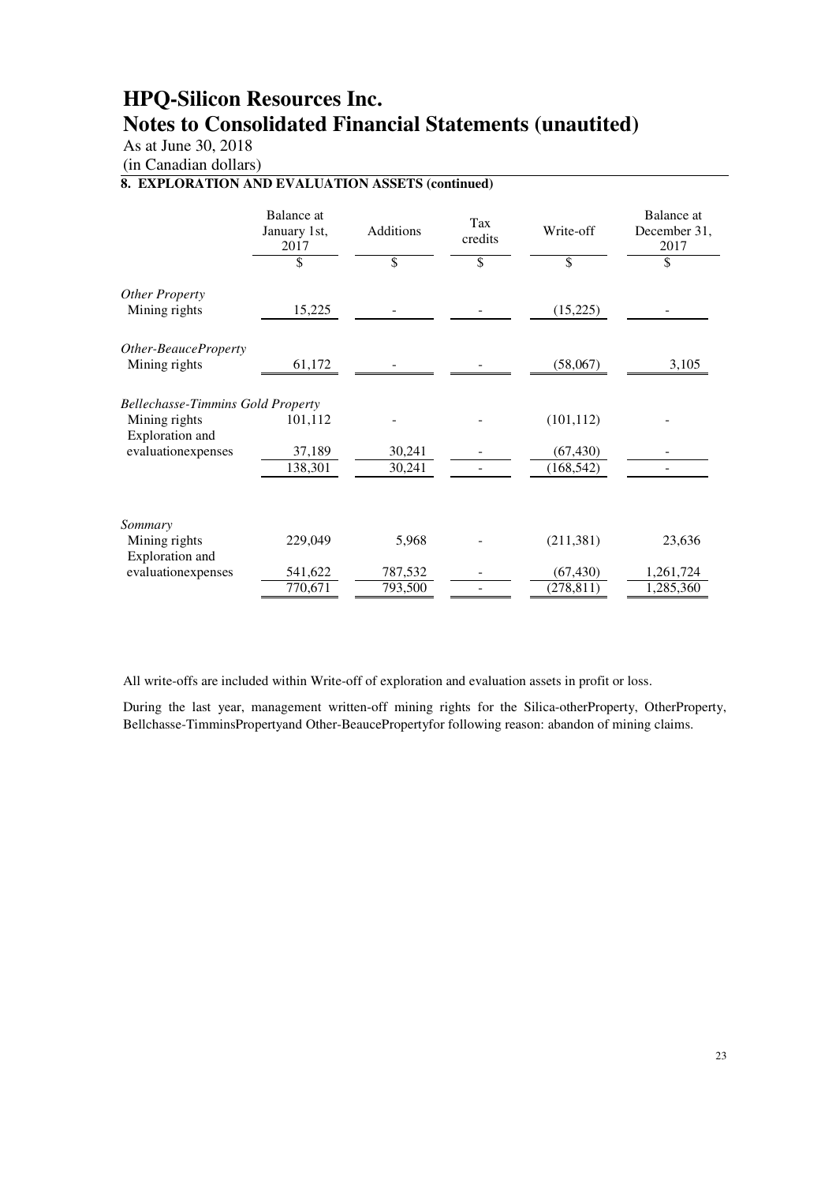# HPQ-Silicon Resources Inc.
# Notes to Consolidated Financial Statements (unautited)

As at June 30, 2018
(in Canadian dollars)

## 8. EXPLORATION AND EVALUATION ASSETS (continued)

| | Balance at January 1st, 2017 | Additions | Tax credits | Write-off | Balance at December 31, 2017 |
|---|---|---|---|---|---|
| | $ | $ | $ | $ | $ |
| *Other Property* | | | | | |
| Mining rights | 15,225 | - | - | (15,225) | - |
| *Other-BeauceProperty* | | | | | |
| Mining rights | 61,172 | - | - | (58,067) | 3,105 |
| *Bellechasse-Timmins Gold Property* | | | | | |
| Mining rights | 101,112 | - | - | (101,112) | - |
| Exploration and evaluationexpenses | 37,189 | 30,241 | - | (67,430) | - |
| | 138,301 | 30,241 | - | (168,542) | - |
| *Sommary* | | | | | |
| Mining rights | 229,049 | 5,968 | - | (211,381) | 23,636 |
| Exploration and evaluationexpenses | 541,622 | 787,532 | - | (67,430) | 1,261,724 |
| | 770,671 | 793,500 | - | (278,811) | 1,285,360 |

All write-offs are included within Write-off of exploration and evaluation assets in profit or loss.

During the last year, management written-off mining rights for the Silica-otherProperty, OtherProperty, Bellchasse-TimminsPropertyand Other-BeaucePropertyfor following reason: abandon of mining claims.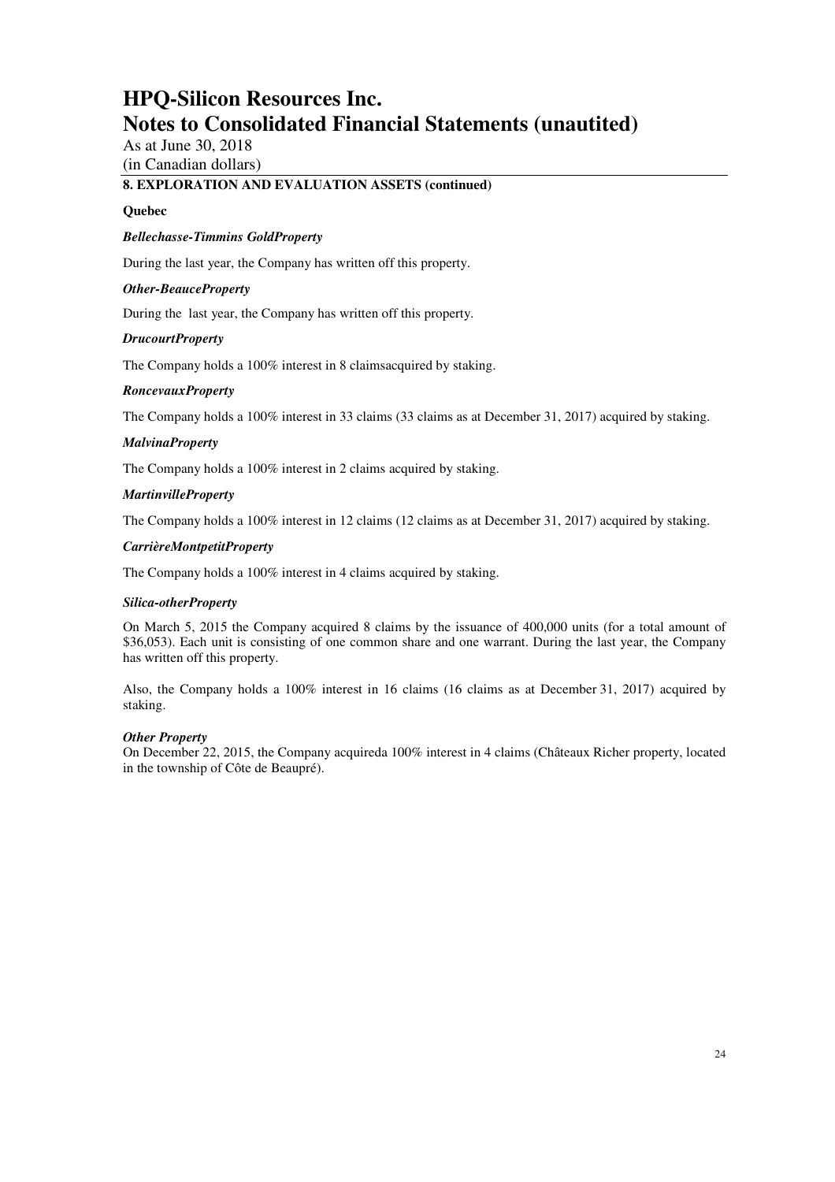# HPQ-Silicon Resources Inc.
# Notes to Consolidated Financial Statements (unautited)

As at June 30, 2018
(in Canadian dollars)

## 8. EXPLORATION AND EVALUATION ASSETS (continued)

**Quebec**

***Bellechasse-Timmins GoldProperty***

During the last year, the Company has written off this property.

***Other-BeauceProperty***

During the last year, the Company has written off this property.

***DrucourtProperty***

The Company holds a 100% interest in 8 claimsacquired by staking.

***RoncevauxProperty***

The Company holds a 100% interest in 33 claims (33 claims as at December 31, 2017) acquired by staking.

***MalvinaProperty***

The Company holds a 100% interest in 2 claims acquired by staking.

***MartinvilleProperty***

The Company holds a 100% interest in 12 claims (12 claims as at December 31, 2017) acquired by staking.

***CarrièreMontpetitProperty***

The Company holds a 100% interest in 4 claims acquired by staking.

***Silica-otherProperty***

On March 5, 2015 the Company acquired 8 claims by the issuance of 400,000 units (for a total amount of $36,053). Each unit is consisting of one common share and one warrant. During the last year, the Company has written off this property.

Also, the Company holds a 100% interest in 16 claims (16 claims as at December 31, 2017) acquired by staking.

***Other Property***

On December 22, 2015, the Company acquireda 100% interest in 4 claims (Châteaux Richer property, located in the township of Côte de Beaupré).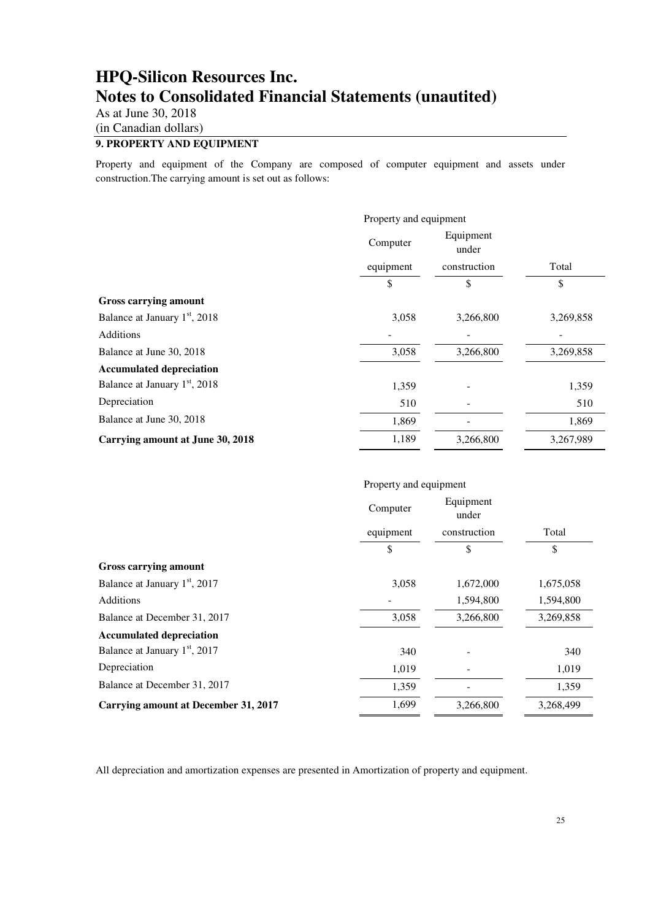# HPQ-Silicon Resources Inc.
# Notes to Consolidated Financial Statements (unautited)

As at June 30, 2018
(in Canadian dollars)

## 9. PROPERTY AND EQUIPMENT

Property and equipment of the Company are composed of computer equipment and assets under construction.The carrying amount is set out as follows:

| | Property and equipment | | |
|---|---|---|---|
| | Computer equipment | Equipment under construction | Total |
| | $ | $ | $ |
| **Gross carrying amount** | | | |
| Balance at January 1st, 2018 | 3,058 | 3,266,800 | 3,269,858 |
| Additions | - | - | - |
| Balance at June 30, 2018 | 3,058 | 3,266,800 | 3,269,858 |
| **Accumulated depreciation** | | | |
| Balance at January 1st, 2018 | 1,359 | - | 1,359 |
| Depreciation | 510 | - | 510 |
| Balance at June 30, 2018 | 1,869 | - | 1,869 |
| **Carrying amount at June 30, 2018** | 1,189 | 3,266,800 | 3,267,989 |

| | Property and equipment | | |
|---|---|---|---|
| | Computer equipment | Equipment under construction | Total |
| | $ | $ | $ |
| **Gross carrying amount** | | | |
| Balance at January 1st, 2017 | 3,058 | 1,672,000 | 1,675,058 |
| Additions | - | 1,594,800 | 1,594,800 |
| Balance at December 31, 2017 | 3,058 | 3,266,800 | 3,269,858 |
| **Accumulated depreciation** | | | |
| Balance at January 1st, 2017 | 340 | - | 340 |
| Depreciation | 1,019 | - | 1,019 |
| Balance at December 31, 2017 | 1,359 | - | 1,359 |
| **Carrying amount at December 31, 2017** | 1,699 | 3,266,800 | 3,268,499 |

All depreciation and amortization expenses are presented in Amortization of property and equipment.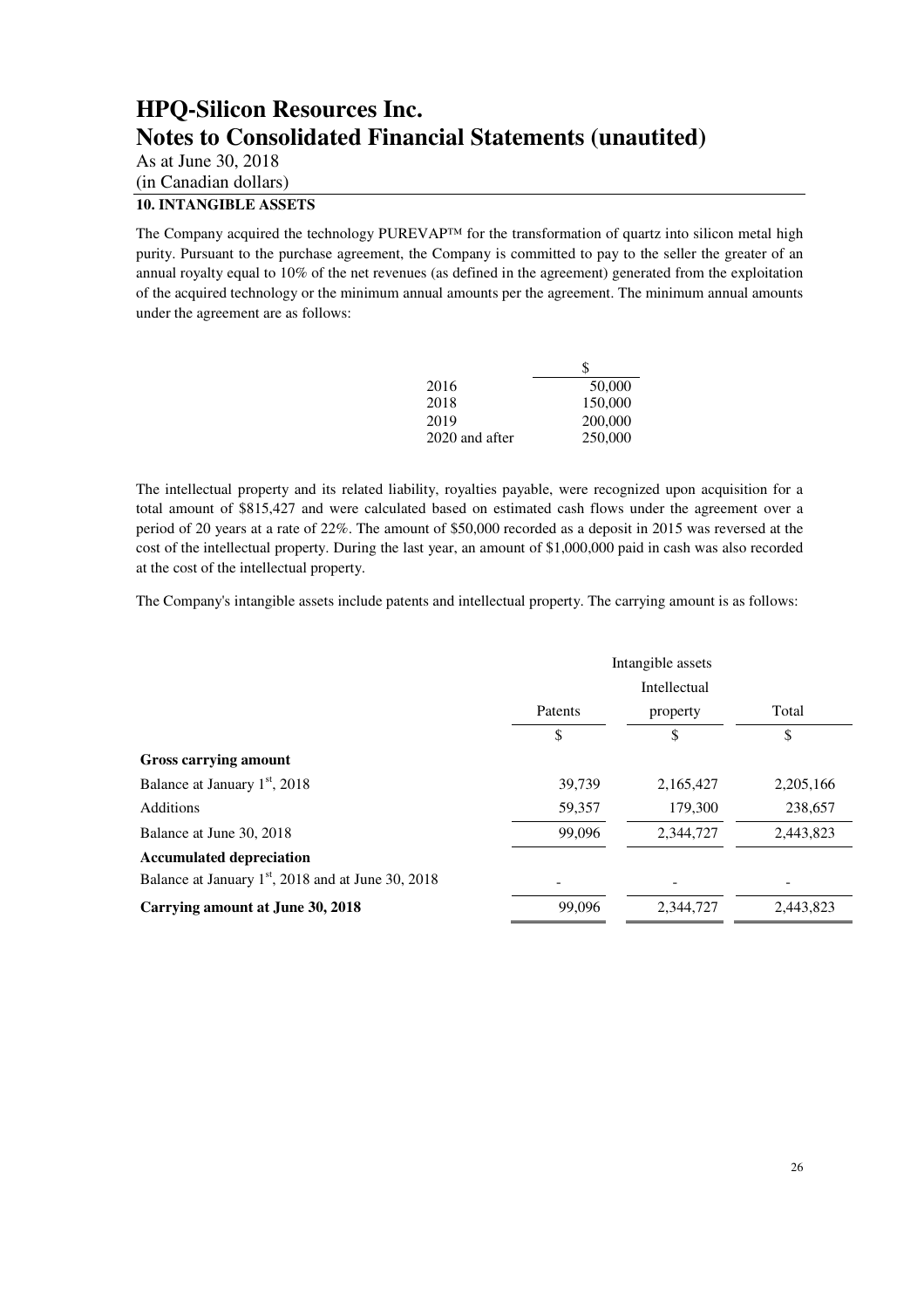# HPQ-Silicon Resources Inc.
# Notes to Consolidated Financial Statements (unautited)

As at June 30, 2018
(in Canadian dollars)

### 10. INTANGIBLE ASSETS

The Company acquired the technology PUREVAP™ for the transformation of quartz into silicon metal high purity. Pursuant to the purchase agreement, the Company is committed to pay to the seller the greater of an annual royalty equal to 10% of the net revenues (as defined in the agreement) generated from the exploitation of the acquired technology or the minimum annual amounts per the agreement. The minimum annual amounts under the agreement are as follows:

| | $ |
|---|---|
| 2016 | 50,000 |
| 2018 | 150,000 |
| 2019 | 200,000 |
| 2020 and after | 250,000 |

The intellectual property and its related liability, royalties payable, were recognized upon acquisition for a total amount of $815,427 and were calculated based on estimated cash flows under the agreement over a period of 20 years at a rate of 22%. The amount of $50,000 recorded as a deposit in 2015 was reversed at the cost of the intellectual property. During the last year, an amount of $1,000,000 paid in cash was also recorded at the cost of the intellectual property.

The Company's intangible assets include patents and intellectual property. The carrying amount is as follows:

| | Intangible assets | | |
|---|---|---|---|
| | Patents | Intellectual property | Total |
| | $ | $ | $ |
| **Gross carrying amount** | | | |
| Balance at January 1st, 2018 | 39,739 | 2,165,427 | 2,205,166 |
| Additions | 59,357 | 179,300 | 238,657 |
| Balance at June 30, 2018 | 99,096 | 2,344,727 | 2,443,823 |
| **Accumulated depreciation** | | | |
| Balance at January 1st, 2018 and at June 30, 2018 | - | - | - |
| **Carrying amount at June 30, 2018** | 99,096 | 2,344,727 | 2,443,823 |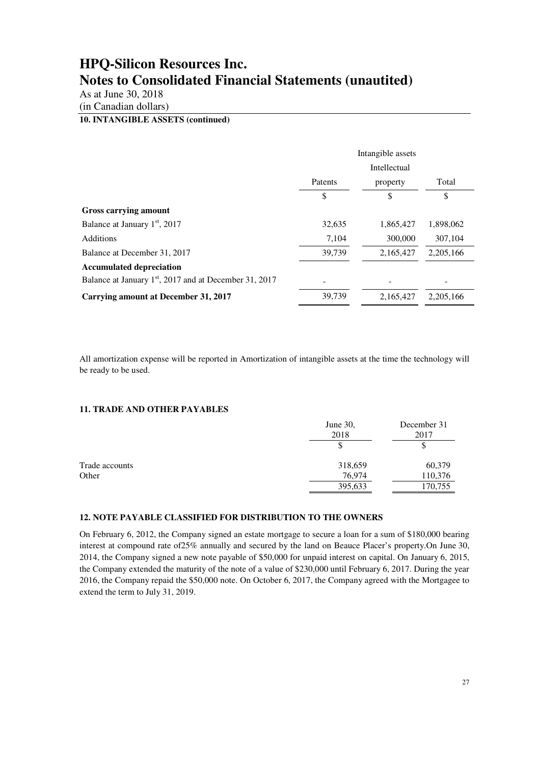# HPQ-Silicon Resources Inc.
# Notes to Consolidated Financial Statements (unautited)

As at June 30, 2018
(in Canadian dollars)

**10. INTANGIBLE ASSETS (continued)**

| | Intangible assets | | |
|---|---|---|---|
| | Patents | Intellectual property | Total |
| | $ | $ | $ |
| **Gross carrying amount** | | | |
| Balance at January 1st, 2017 | 32,635 | 1,865,427 | 1,898,062 |
| Additions | 7,104 | 300,000 | 307,104 |
| Balance at December 31, 2017 | 39,739 | 2,165,427 | 2,205,166 |
| **Accumulated depreciation** | | | |
| Balance at January 1st, 2017 and at December 31, 2017 | - | - | - |
| **Carrying amount at December 31, 2017** | 39,739 | 2,165,427 | 2,205,166 |

All amortization expense will be reported in Amortization of intangible assets at the time the technology will be ready to be used.

**11. TRADE AND OTHER PAYABLES**

| | June 30, 2018 | December 31 2017 |
|---|---|---|
| | $ | $ |
| Trade accounts | 318,659 | 60,379 |
| Other | 76,974 | 110,376 |
| | 395,633 | 170,755 |

**12. NOTE PAYABLE CLASSIFIED FOR DISTRIBUTION TO THE OWNERS**

On February 6, 2012, the Company signed an estate mortgage to secure a loan for a sum of $180,000 bearing interest at compound rate of25% annually and secured by the land on Beauce Placer's property.On June 30, 2014, the Company signed a new note payable of $50,000 for unpaid interest on capital. On January 6, 2015, the Company extended the maturity of the note of a value of $230,000 until February 6, 2017. During the year 2016, the Company repaid the $50,000 note. On October 6, 2017, the Company agreed with the Mortgagee to extend the term to July 31, 2019.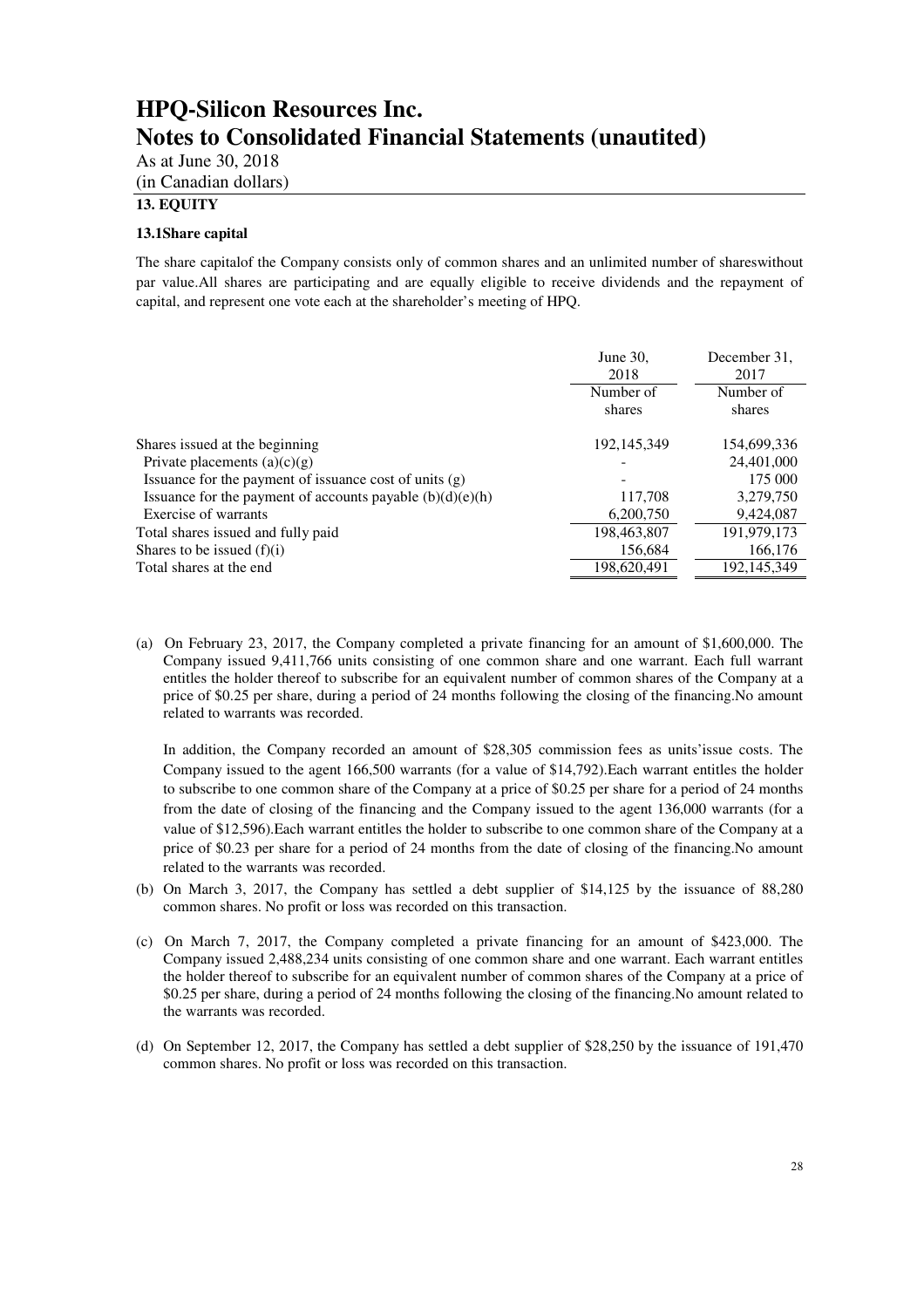# HPQ-Silicon Resources Inc.

# Notes to Consolidated Financial Statements (unautited)

As at June 30, 2018

(in Canadian dollars)

## 13. EQUITY

### 13.1Share capital

The share capitalof the Company consists only of common shares and an unlimited number of shareswithout par value.All shares are participating and are equally eligible to receive dividends and the repayment of capital, and represent one vote each at the shareholder's meeting of HPQ.

| | June 30, 2018 | December 31, 2017 |
|---|---|---|
| | Number of shares | Number of shares |
| Shares issued at the beginning | 192,145,349 | 154,699,336 |
| Private placements (a)(c)(g) | - | 24,401,000 |
| Issuance for the payment of issuance cost of units (g) | - | 175 000 |
| Issuance for the payment of accounts payable (b)(d)(e)(h) | 117,708 | 3,279,750 |
| Exercise of warrants | 6,200,750 | 9,424,087 |
| Total shares issued and fully paid | 198,463,807 | 191,979,173 |
| Shares to be issued (f)(i) | 156,684 | 166,176 |
| Total shares at the end | 198,620,491 | 192,145,349 |

(a) On February 23, 2017, the Company completed a private financing for an amount of $1,600,000. The Company issued 9,411,766 units consisting of one common share and one warrant. Each full warrant entitles the holder thereof to subscribe for an equivalent number of common shares of the Company at a price of $0.25 per share, during a period of 24 months following the closing of the financing.No amount related to warrants was recorded.

In addition, the Company recorded an amount of $28,305 commission fees as units'issue costs. The Company issued to the agent 166,500 warrants (for a value of $14,792).Each warrant entitles the holder to subscribe to one common share of the Company at a price of $0.25 per share for a period of 24 months from the date of closing of the financing and the Company issued to the agent 136,000 warrants (for a value of $12,596).Each warrant entitles the holder to subscribe to one common share of the Company at a price of $0.23 per share for a period of 24 months from the date of closing of the financing.No amount related to the warrants was recorded.

(b) On March 3, 2017, the Company has settled a debt supplier of $14,125 by the issuance of 88,280 common shares. No profit or loss was recorded on this transaction.

(c) On March 7, 2017, the Company completed a private financing for an amount of $423,000. The Company issued 2,488,234 units consisting of one common share and one warrant. Each warrant entitles the holder thereof to subscribe for an equivalent number of common shares of the Company at a price of $0.25 per share, during a period of 24 months following the closing of the financing.No amount related to the warrants was recorded.

(d) On September 12, 2017, the Company has settled a debt supplier of $28,250 by the issuance of 191,470 common shares. No profit or loss was recorded on this transaction.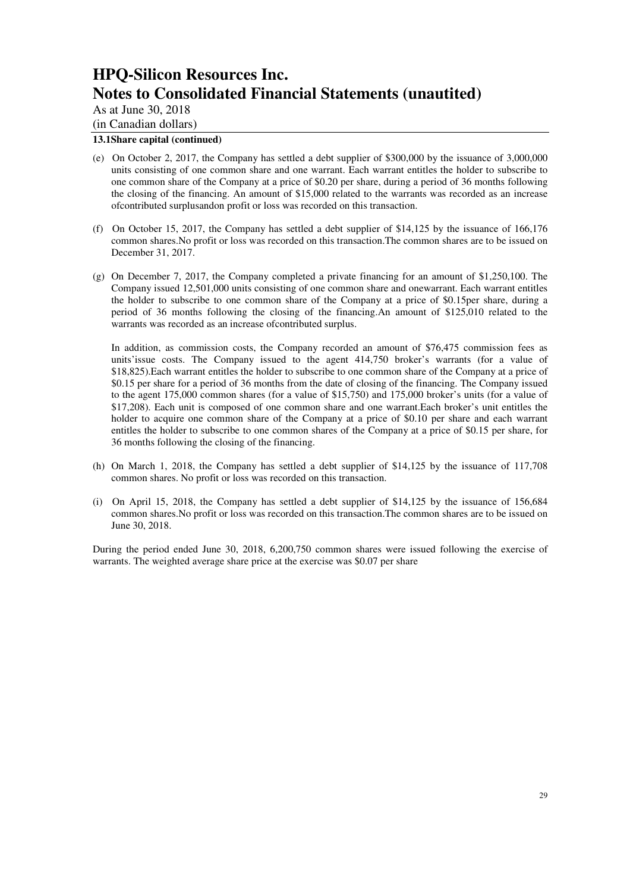# HPQ-Silicon Resources Inc.
# Notes to Consolidated Financial Statements (unautited)

As at June 30, 2018
(in Canadian dollars)

**13.1Share capital (continued)**

(e) On October 2, 2017, the Company has settled a debt supplier of $300,000 by the issuance of 3,000,000 units consisting of one common share and one warrant. Each warrant entitles the holder to subscribe to one common share of the Company at a price of $0.20 per share, during a period of 36 months following the closing of the financing. An amount of $15,000 related to the warrants was recorded as an increase ofcontributed surplusandon profit or loss was recorded on this transaction.

(f) On October 15, 2017, the Company has settled a debt supplier of $14,125 by the issuance of 166,176 common shares.No profit or loss was recorded on this transaction.The common shares are to be issued on December 31, 2017.

(g) On December 7, 2017, the Company completed a private financing for an amount of $1,250,100. The Company issued 12,501,000 units consisting of one common share and onewarrant. Each warrant entitles the holder to subscribe to one common share of the Company at a price of $0.15per share, during a period of 36 months following the closing of the financing.An amount of $125,010 related to the warrants was recorded as an increase ofcontributed surplus.

In addition, as commission costs, the Company recorded an amount of $76,475 commission fees as units'issue costs. The Company issued to the agent 414,750 broker's warrants (for a value of $18,825).Each warrant entitles the holder to subscribe to one common share of the Company at a price of $0.15 per share for a period of 36 months from the date of closing of the financing. The Company issued to the agent 175,000 common shares (for a value of $15,750) and 175,000 broker's units (for a value of $17,208). Each unit is composed of one common share and one warrant.Each broker's unit entitles the holder to acquire one common share of the Company at a price of $0.10 per share and each warrant entitles the holder to subscribe to one common shares of the Company at a price of $0.15 per share, for 36 months following the closing of the financing.

(h) On March 1, 2018, the Company has settled a debt supplier of $14,125 by the issuance of 117,708 common shares. No profit or loss was recorded on this transaction.

(i) On April 15, 2018, the Company has settled a debt supplier of $14,125 by the issuance of 156,684 common shares.No profit or loss was recorded on this transaction.The common shares are to be issued on June 30, 2018.

During the period ended June 30, 2018, 6,200,750 common shares were issued following the exercise of warrants. The weighted average share price at the exercise was $0.07 per share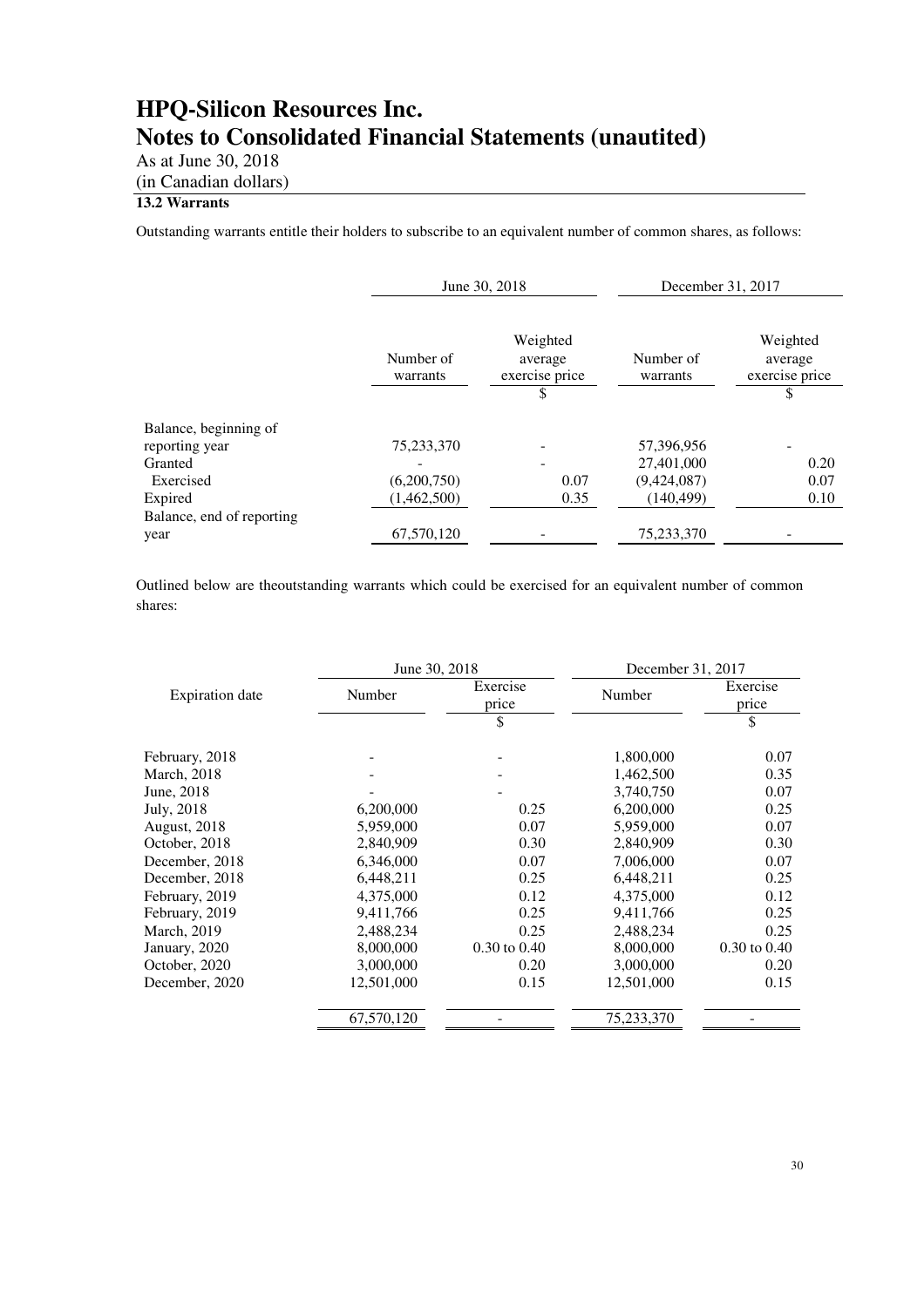# HPQ-Silicon Resources Inc.
# Notes to Consolidated Financial Statements (unautited)

As at June 30, 2018
(in Canadian dollars)

### 13.2 Warrants

Outstanding warrants entitle their holders to subscribe to an equivalent number of common shares, as follows:

| | June 30, 2018 | | December 31, 2017 | |
|---|---|---|---|---|
| | Number of warrants | Weighted average exercise price | Number of warrants | Weighted average exercise price |
| | | $ | | $ |
| Balance, beginning of reporting year | 75,233,370 | - | 57,396,956 | - |
| Granted | - | - | 27,401,000 | 0.20 |
| Exercised | (6,200,750) | 0.07 | (9,424,087) | 0.07 |
| Expired | (1,462,500) | 0.35 | (140,499) | 0.10 |
| Balance, end of reporting year | 67,570,120 | - | 75,233,370 | - |

Outlined below are theoutstanding warrants which could be exercised for an equivalent number of common shares:

| | June 30, 2018 | | December 31, 2017 | |
|---|---|---|---|---|
| Expiration date | Number | Exercise price | Number | Exercise price |
| | | $ | | $ |
| February, 2018 | - | - | 1,800,000 | 0.07 |
| March, 2018 | - | - | 1,462,500 | 0.35 |
| June, 2018 | - | - | 3,740,750 | 0.07 |
| July, 2018 | 6,200,000 | 0.25 | 6,200,000 | 0.25 |
| August, 2018 | 5,959,000 | 0.07 | 5,959,000 | 0.07 |
| October, 2018 | 2,840,909 | 0.30 | 2,840,909 | 0.30 |
| December, 2018 | 6,346,000 | 0.07 | 7,006,000 | 0.07 |
| December, 2018 | 6,448,211 | 0.25 | 6,448,211 | 0.25 |
| February, 2019 | 4,375,000 | 0.12 | 4,375,000 | 0.12 |
| February, 2019 | 9,411,766 | 0.25 | 9,411,766 | 0.25 |
| March, 2019 | 2,488,234 | 0.25 | 2,488,234 | 0.25 |
| January, 2020 | 8,000,000 | 0.30 to 0.40 | 8,000,000 | 0.30 to 0.40 |
| October, 2020 | 3,000,000 | 0.20 | 3,000,000 | 0.20 |
| December, 2020 | 12,501,000 | 0.15 | 12,501,000 | 0.15 |
| | 67,570,120 | - | 75,233,370 | - |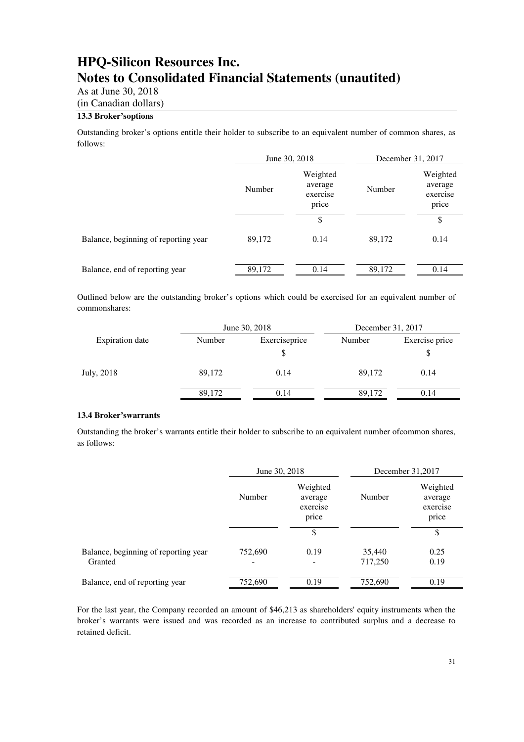# HPQ-Silicon Resources Inc.

# Notes to Consolidated Financial Statements (unautited)

As at June 30, 2018

(in Canadian dollars)

### 13.3 Broker'soptions

Outstanding broker's options entitle their holder to subscribe to an equivalent number of common shares, as follows:

| | June 30, 2018 | | December 31, 2017 | |
|---|---|---|---|---|
| | Number | Weighted average exercise price | Number | Weighted average exercise price |
| | | $ | | $ |
| Balance, beginning of reporting year | 89,172 | 0.14 | 89,172 | 0.14 |
| Balance, end of reporting year | 89,172 | 0.14 | 89,172 | 0.14 |

Outlined below are the outstanding broker's options which could be exercised for an equivalent number of commonshares:

| | June 30, 2018 | | December 31, 2017 | |
|---|---|---|---|---|
| Expiration date | Number | Exerciseprice | Number | Exercise price |
| | | $ | | $ |
| July, 2018 | 89,172 | 0.14 | 89,172 | 0.14 |
| | 89,172 | 0.14 | 89,172 | 0.14 |

### 13.4 Broker'swarrants

Outstanding the broker's warrants entitle their holder to subscribe to an equivalent number ofcommon shares, as follows:

| | June 30, 2018 | | December 31,2017 | |
|---|---|---|---|---|
| | Number | Weighted average exercise price | Number | Weighted average exercise price |
| | | $ | | $ |
| Balance, beginning of reporting year | 752,690 | 0.19 | 35,440 | 0.25 |
| Granted | - | - | 717,250 | 0.19 |
| Balance, end of reporting year | 752,690 | 0.19 | 752,690 | 0.19 |

For the last year, the Company recorded an amount of $46,213 as shareholders' equity instruments when the broker's warrants were issued and was recorded as an increase to contributed surplus and a decrease to retained deficit.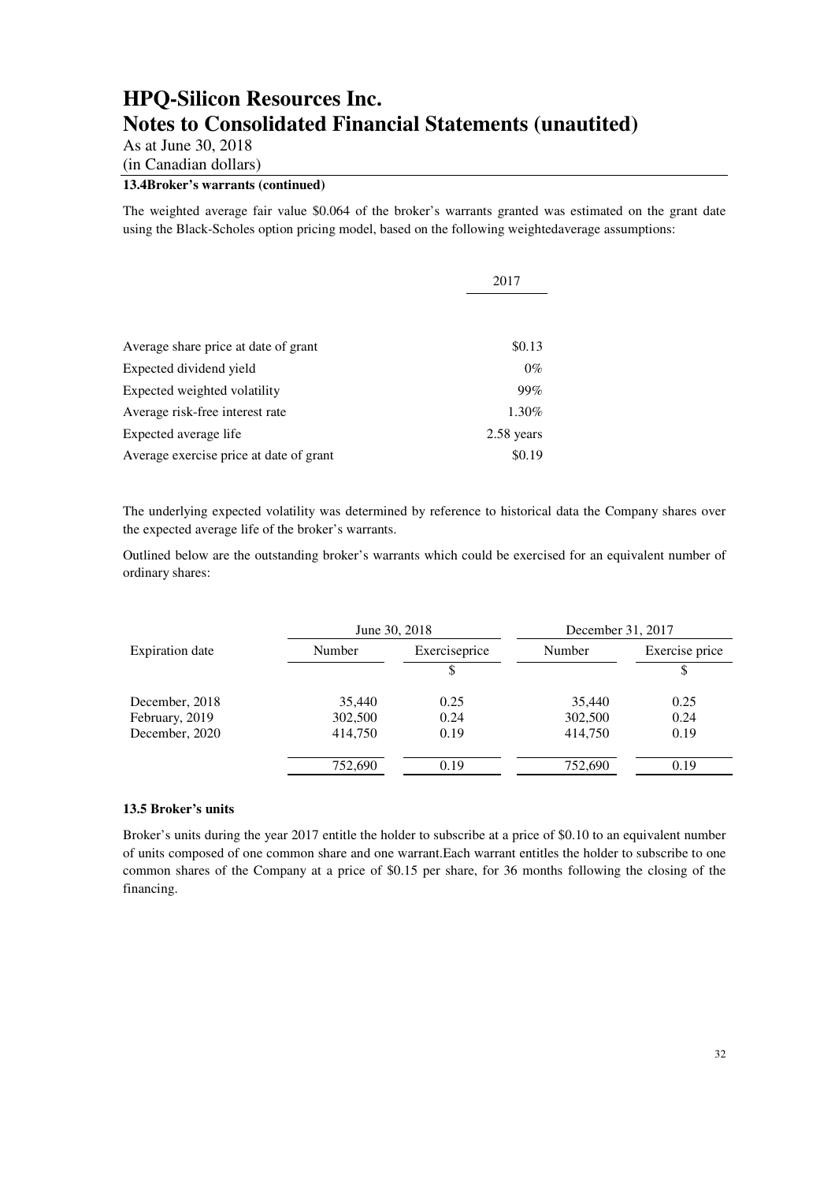# HPQ-Silicon Resources Inc.
# Notes to Consolidated Financial Statements (unautited)

As at June 30, 2018
(in Canadian dollars)

**13.4Broker's warrants (continued)**

The weighted average fair value $0.064 of the broker's warrants granted was estimated on the grant date using the Black-Scholes option pricing model, based on the following weightedaverage assumptions:

| | 2017 |
|---|---|
| Average share price at date of grant | $0.13 |
| Expected dividend yield | 0% |
| Expected weighted volatility | 99% |
| Average risk-free interest rate | 1.30% |
| Expected average life | 2.58 years |
| Average exercise price at date of grant | $0.19 |

The underlying expected volatility was determined by reference to historical data the Company shares over the expected average life of the broker's warrants.

Outlined below are the outstanding broker's warrants which could be exercised for an equivalent number of ordinary shares:

| | June 30, 2018 | | December 31, 2017 | |
|---|---|---|---|---|
| Expiration date | Number | Exerciseprice | Number | Exercise price |
| | | $ | | $ |
| December, 2018 | 35,440 | 0.25 | 35,440 | 0.25 |
| February, 2019 | 302,500 | 0.24 | 302,500 | 0.24 |
| December, 2020 | 414,750 | 0.19 | 414,750 | 0.19 |
| | 752,690 | 0.19 | 752,690 | 0.19 |

**13.5 Broker's units**

Broker's units during the year 2017 entitle the holder to subscribe at a price of $0.10 to an equivalent number of units composed of one common share and one warrant.Each warrant entitles the holder to subscribe to one common shares of the Company at a price of $0.15 per share, for 36 months following the closing of the financing.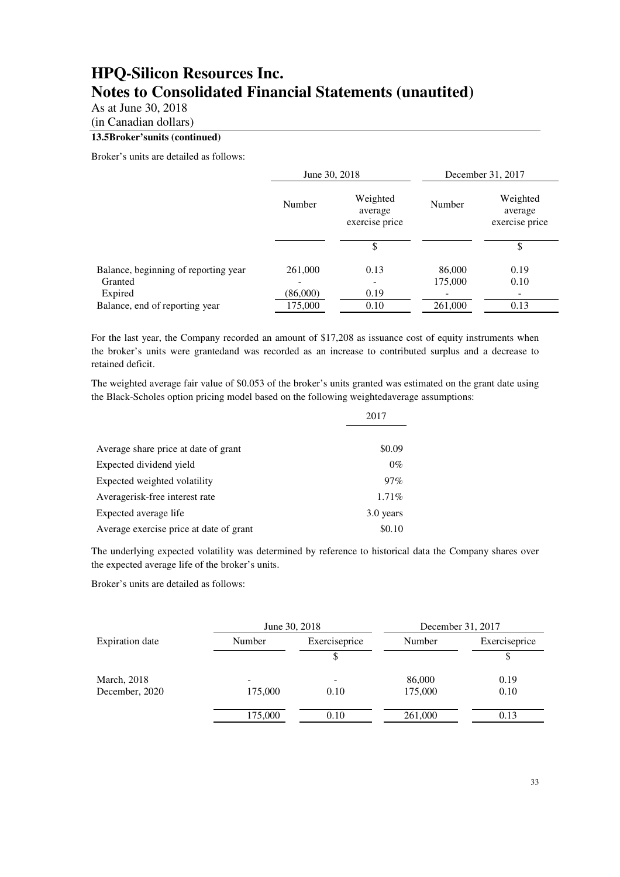# HPQ-Silicon Resources Inc.
# Notes to Consolidated Financial Statements (unautited)

As at June 30, 2018

(in Canadian dollars)

**13.5Broker'sunits (continued)**

Broker's units are detailed as follows:

| | June 30, 2018 | | December 31, 2017 | |
|---|---|---|---|---|
| | Number | Weighted average exercise price | Number | Weighted average exercise price |
| | | $ | | $ |
| Balance, beginning of reporting year | 261,000 | 0.13 | 86,000 | 0.19 |
| Granted | - | - | 175,000 | 0.10 |
| Expired | (86,000) | 0.19 | - | - |
| Balance, end of reporting year | 175,000 | 0.10 | 261,000 | 0.13 |

For the last year, the Company recorded an amount of $17,208 as issuance cost of equity instruments when the broker's units were grantedand was recorded as an increase to contributed surplus and a decrease to retained deficit.

The weighted average fair value of $0.053 of the broker's units granted was estimated on the grant date using the Black-Scholes option pricing model based on the following weightedaverage assumptions:

| | 2017 |
|---|---|
| Average share price at date of grant | $0.09 |
| Expected dividend yield | 0% |
| Expected weighted volatility | 97% |
| Averagerisk-free interest rate | 1.71% |
| Expected average life | 3.0 years |
| Average exercise price at date of grant | $0.10 |

The underlying expected volatility was determined by reference to historical data the Company shares over the expected average life of the broker's units.

Broker's units are detailed as follows:

| | June 30, 2018 | | December 31, 2017 | |
|---|---|---|---|---|
| Expiration date | Number | Exerciseprice | Number | Exerciseprice |
| | | $ | | $ |
| March, 2018 | - | - | 86,000 | 0.19 |
| December, 2020 | 175,000 | 0.10 | 175,000 | 0.10 |
| | 175,000 | 0.10 | 261,000 | 0.13 |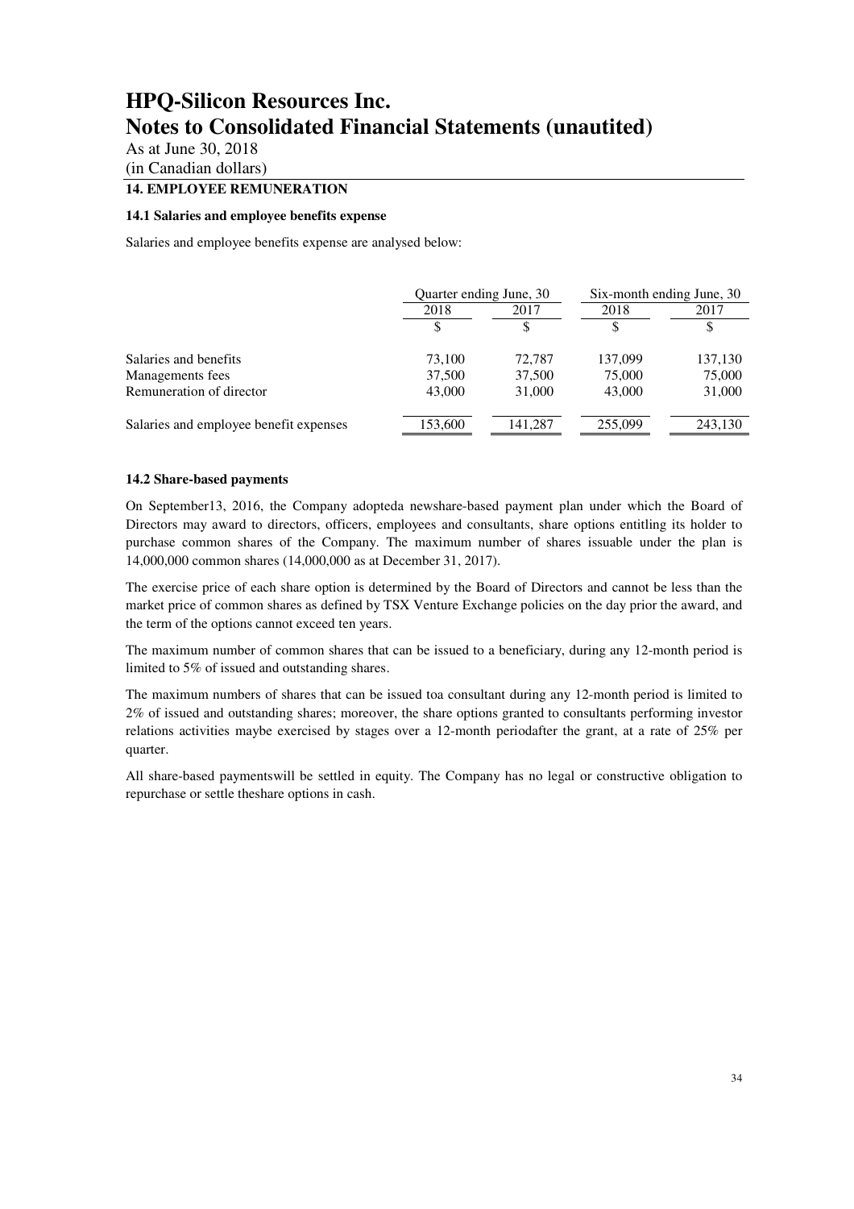# HPQ-Silicon Resources Inc.
# Notes to Consolidated Financial Statements (unautited)

As at June 30, 2018
(in Canadian dollars)

## 14. EMPLOYEE REMUNERATION

### 14.1 Salaries and employee benefits expense

Salaries and employee benefits expense are analysed below:

| | Quarter ending June, 30 | | Six-month ending June, 30 | |
|---|---|---|---|---|
| | 2018 | 2017 | 2018 | 2017 |
| | $ | $ | $ | $ |
| Salaries and benefits | 73,100 | 72,787 | 137,099 | 137,130 |
| Managements fees | 37,500 | 37,500 | 75,000 | 75,000 |
| Remuneration of director | 43,000 | 31,000 | 43,000 | 31,000 |
| Salaries and employee benefit expenses | 153,600 | 141,287 | 255,099 | 243,130 |

### 14.2 Share-based payments

On September13, 2016, the Company adopteda newshare-based payment plan under which the Board of Directors may award to directors, officers, employees and consultants, share options entitling its holder to purchase common shares of the Company. The maximum number of shares issuable under the plan is 14,000,000 common shares (14,000,000 as at December 31, 2017).

The exercise price of each share option is determined by the Board of Directors and cannot be less than the market price of common shares as defined by TSX Venture Exchange policies on the day prior the award, and the term of the options cannot exceed ten years.

The maximum number of common shares that can be issued to a beneficiary, during any 12-month period is limited to 5% of issued and outstanding shares.

The maximum numbers of shares that can be issued toa consultant during any 12-month period is limited to 2% of issued and outstanding shares; moreover, the share options granted to consultants performing investor relations activities maybe exercised by stages over a 12-month periodafter the grant, at a rate of 25% per quarter.

All share-based paymentswill be settled in equity. The Company has no legal or constructive obligation to repurchase or settle theshare options in cash.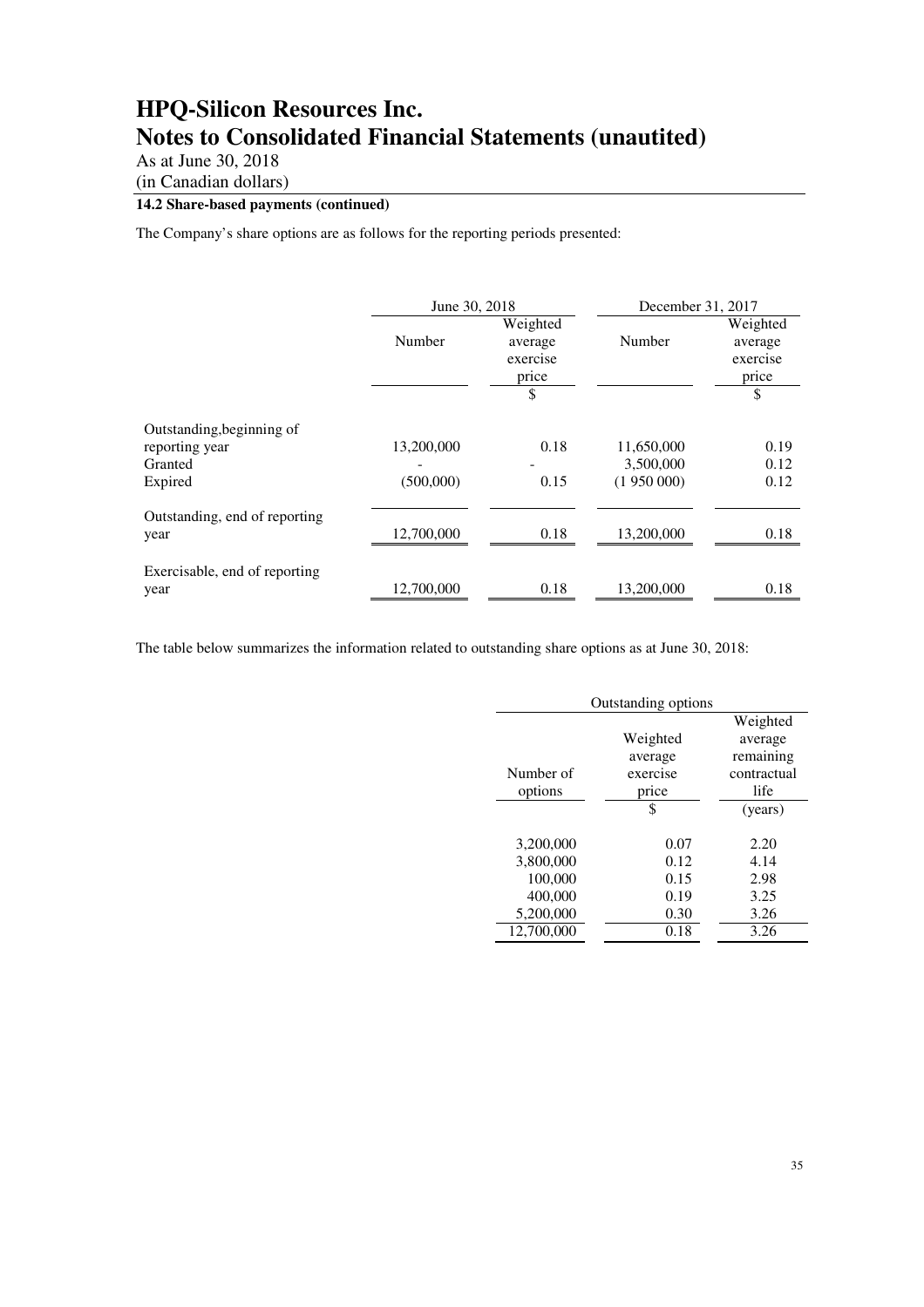# HPQ-Silicon Resources Inc.
# Notes to Consolidated Financial Statements (unautited)

As at June 30, 2018
(in Canadian dollars)

### 14.2 Share-based payments (continued)

The Company's share options are as follows for the reporting periods presented:

| | June 30, 2018 | | December 31, 2017 | |
|---|---|---|---|---|
| | Number | Weighted average exercise price | Number | Weighted average exercise price |
| | | $ | | $ |
| Outstanding,beginning of reporting year | 13,200,000 | 0.18 | 11,650,000 | 0.19 |
| Granted | - | - | 3,500,000 | 0.12 |
| Expired | (500,000) | 0.15 | (1 950 000) | 0.12 |
| Outstanding, end of reporting year | 12,700,000 | 0.18 | 13,200,000 | 0.18 |
| Exercisable, end of reporting year | 12,700,000 | 0.18 | 13,200,000 | 0.18 |

The table below summarizes the information related to outstanding share options as at June 30, 2018:

| Outstanding options | | |
|---|---|---|
| Number of options | Weighted average exercise price | Weighted average remaining contractual life |
| | $ | (years) |
| 3,200,000 | 0.07 | 2.20 |
| 3,800,000 | 0.12 | 4.14 |
| 100,000 | 0.15 | 2.98 |
| 400,000 | 0.19 | 3.25 |
| 5,200,000 | 0.30 | 3.26 |
| 12,700,000 | 0.18 | 3.26 |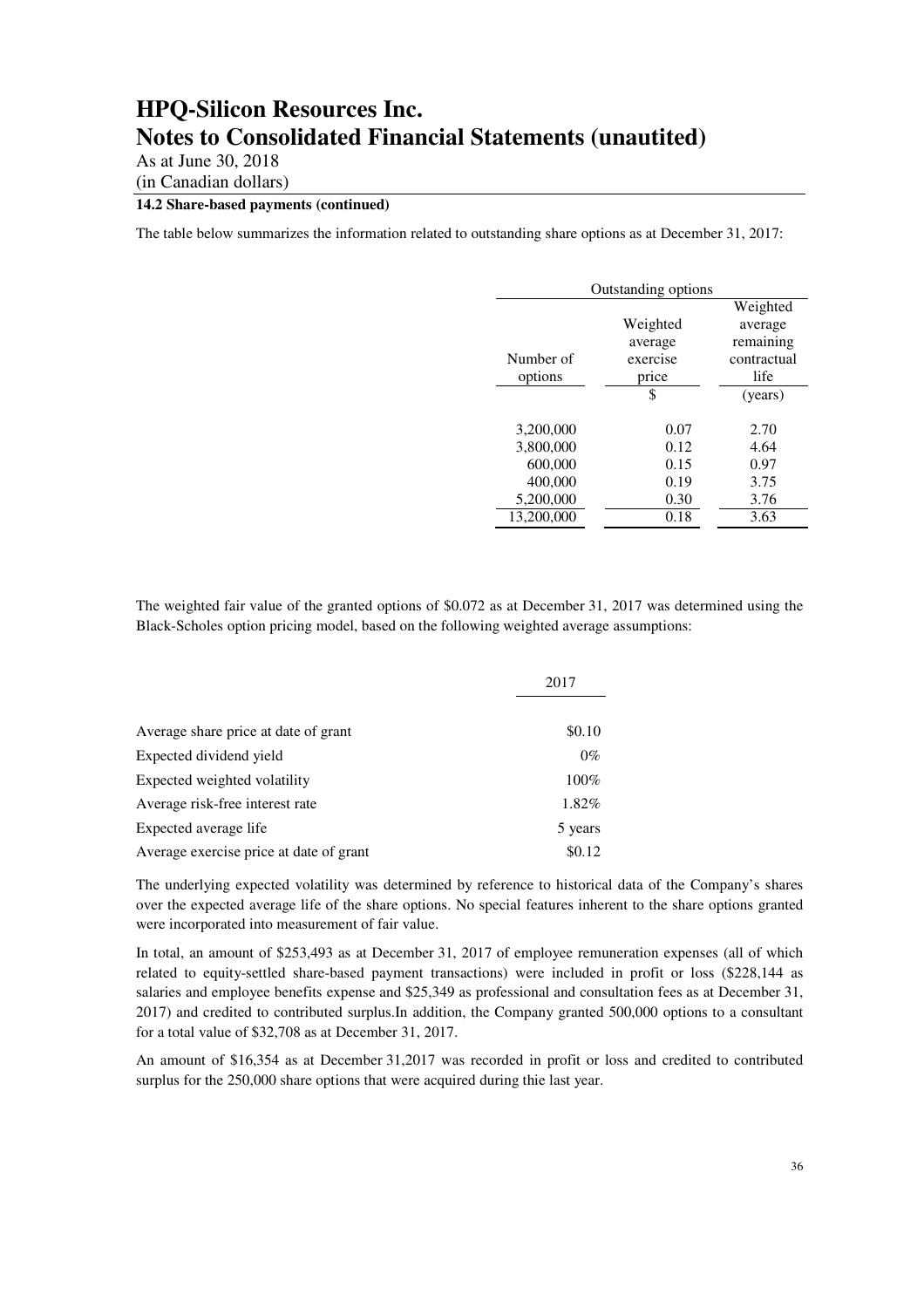# HPQ-Silicon Resources Inc.
# Notes to Consolidated Financial Statements (unautited)

As at June 30, 2018
(in Canadian dollars)

**14.2 Share-based payments (continued)**

The table below summarizes the information related to outstanding share options as at December 31, 2017:

| Outstanding options | | |
|---|---|---|
| Number of options | Weighted average exercise price | Weighted average remaining contractual life |
| | $ | (years) |
| 3,200,000 | 0.07 | 2.70 |
| 3,800,000 | 0.12 | 4.64 |
| 600,000 | 0.15 | 0.97 |
| 400,000 | 0.19 | 3.75 |
| 5,200,000 | 0.30 | 3.76 |
| 13,200,000 | 0.18 | 3.63 |

The weighted fair value of the granted options of $0.072 as at December 31, 2017 was determined using the Black-Scholes option pricing model, based on the following weighted average assumptions:

| | 2017 |
|---|---|
| Average share price at date of grant | $0.10 |
| Expected dividend yield | 0% |
| Expected weighted volatility | 100% |
| Average risk-free interest rate | 1.82% |
| Expected average life | 5 years |
| Average exercise price at date of grant | $0.12 |

The underlying expected volatility was determined by reference to historical data of the Company's shares over the expected average life of the share options. No special features inherent to the share options granted were incorporated into measurement of fair value.

In total, an amount of $253,493 as at December 31, 2017 of employee remuneration expenses (all of which related to equity-settled share-based payment transactions) were included in profit or loss ($228,144 as salaries and employee benefits expense and $25,349 as professional and consultation fees as at December 31, 2017) and credited to contributed surplus.In addition, the Company granted 500,000 options to a consultant for a total value of $32,708 as at December 31, 2017.

An amount of $16,354 as at December 31,2017 was recorded in profit or loss and credited to contributed surplus for the 250,000 share options that were acquired during thie last year.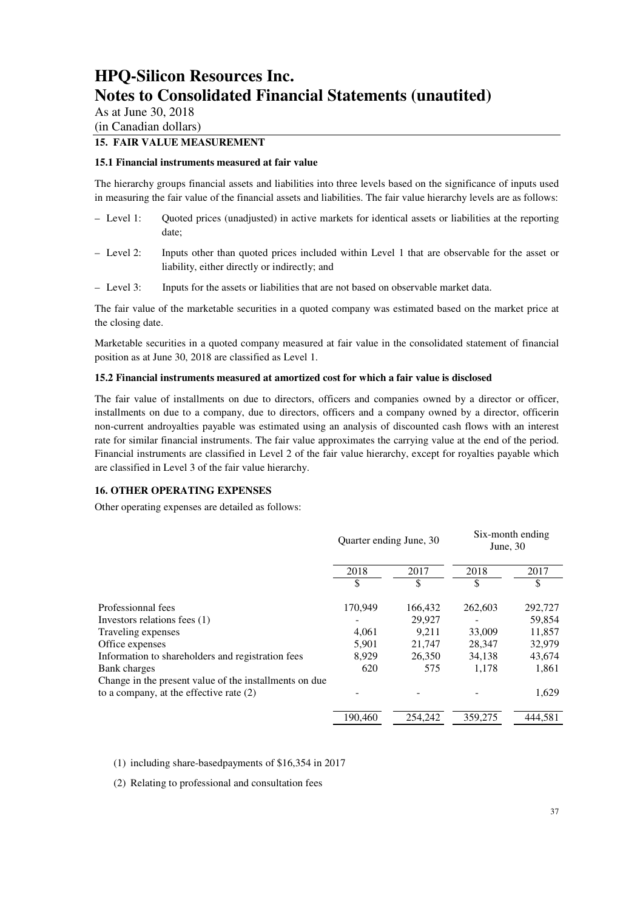# HPQ-Silicon Resources Inc.
# Notes to Consolidated Financial Statements (unautited)

As at June 30, 2018
(in Canadian dollars)

## 15. FAIR VALUE MEASUREMENT

### 15.1 Financial instruments measured at fair value

The hierarchy groups financial assets and liabilities into three levels based on the significance of inputs used in measuring the fair value of the financial assets and liabilities. The fair value hierarchy levels are as follows:

- Level 1: Quoted prices (unadjusted) in active markets for identical assets or liabilities at the reporting date;
- Level 2: Inputs other than quoted prices included within Level 1 that are observable for the asset or liability, either directly or indirectly; and
- Level 3: Inputs for the assets or liabilities that are not based on observable market data.

The fair value of the marketable securities in a quoted company was estimated based on the market price at the closing date.

Marketable securities in a quoted company measured at fair value in the consolidated statement of financial position as at June 30, 2018 are classified as Level 1.

### 15.2 Financial instruments measured at amortized cost for which a fair value is disclosed

The fair value of installments on due to directors, officers and companies owned by a director or officer, installments on due to a company, due to directors, officers and a company owned by a director, officerin non-current androyalties payable was estimated using an analysis of discounted cash flows with an interest rate for similar financial instruments. The fair value approximates the carrying value at the end of the period. Financial instruments are classified in Level 2 of the fair value hierarchy, except for royalties payable which are classified in Level 3 of the fair value hierarchy.

## 16. OTHER OPERATING EXPENSES

Other operating expenses are detailed as follows:

| | Quarter ending June, 30 | | Six-month ending June, 30 | |
|---|---|---|---|---|
| | 2018 | 2017 | 2018 | 2017 |
| | $ | $ | $ | $ |
| Professionnal fees | 170,949 | 166,432 | 262,603 | 292,727 |
| Investors relations fees (1) | - | 29,927 | - | 59,854 |
| Traveling expenses | 4,061 | 9,211 | 33,009 | 11,857 |
| Office expenses | 5,901 | 21,747 | 28,347 | 32,979 |
| Information to shareholders and registration fees | 8,929 | 26,350 | 34,138 | 43,674 |
| Bank charges | 620 | 575 | 1,178 | 1,861 |
| Change in the present value of the installments on due to a company, at the effective rate (2) | - | - | - | 1,629 |
| | 190,460 | 254,242 | 359,275 | 444,581 |

(1) including share-basedpayments of $16,354 in 2017

(2) Relating to professional and consultation fees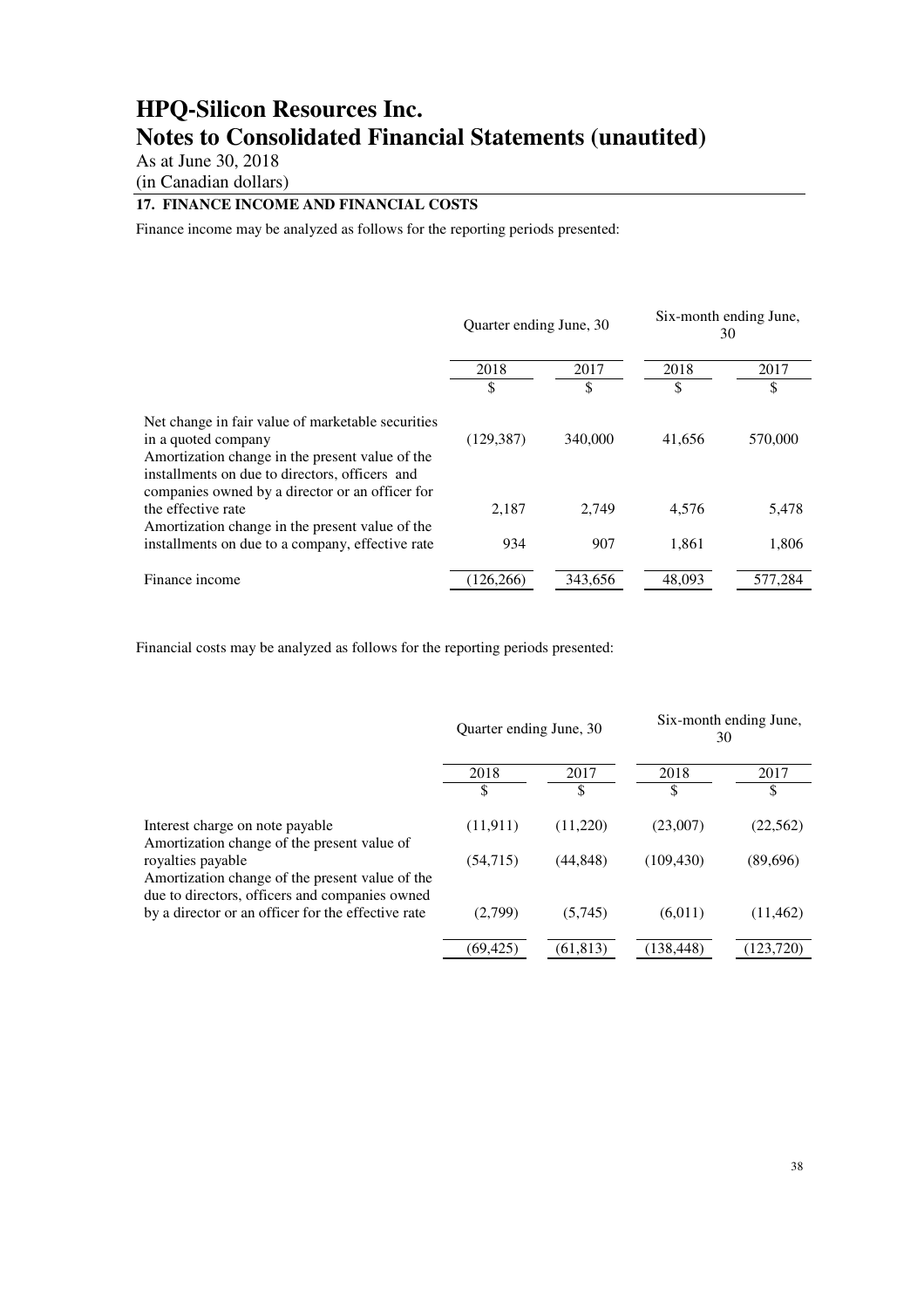# HPQ-Silicon Resources Inc.
# Notes to Consolidated Financial Statements (unautited)

As at June 30, 2018
(in Canadian dollars)

## 17. FINANCE INCOME AND FINANCIAL COSTS

Finance income may be analyzed as follows for the reporting periods presented:

| | Quarter ending June, 30 | | Six-month ending June, 30 | |
|---|---|---|---|---|
| | 2018 | 2017 | 2018 | 2017 |
| | $ | $ | $ | $ |
| Net change in fair value of marketable securities in a quoted company | (129,387) | 340,000 | 41,656 | 570,000 |
| Amortization change in the present value of the installments on due to directors, officers and companies owned by a director or an officer for the effective rate | 2,187 | 2,749 | 4,576 | 5,478 |
| Amortization change in the present value of the installments on due to a company, effective rate | 934 | 907 | 1,861 | 1,806 |
| Finance income | (126,266) | 343,656 | 48,093 | 577,284 |

Financial costs may be analyzed as follows for the reporting periods presented:

| | Quarter ending June, 30 | | Six-month ending June, 30 | |
|---|---|---|---|---|
| | 2018 | 2017 | 2018 | 2017 |
| | $ | $ | $ | $ |
| Interest charge on note payable | (11,911) | (11,220) | (23,007) | (22,562) |
| Amortization change of the present value of royalties payable | (54,715) | (44,848) | (109,430) | (89,696) |
| Amortization change of the present value of the due to directors, officers and companies owned by a director or an officer for the effective rate | (2,799) | (5,745) | (6,011) | (11,462) |
| | (69,425) | (61,813) | (138,448) | (123,720) |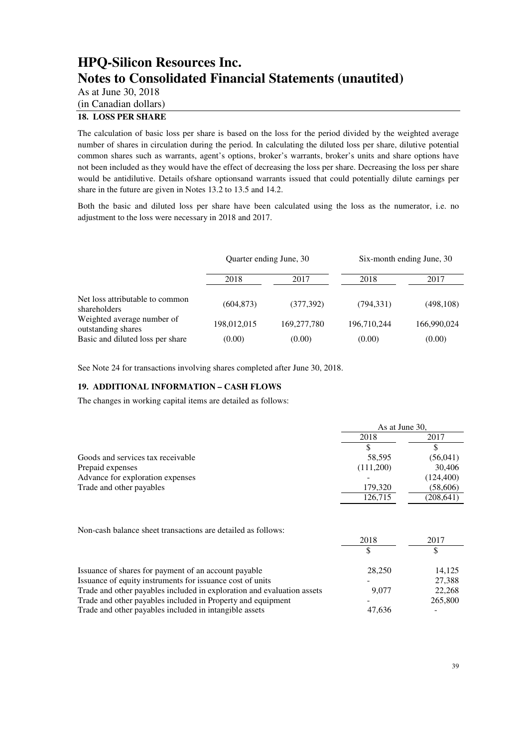# HPQ-Silicon Resources Inc.
# Notes to Consolidated Financial Statements (unautited)

As at June 30, 2018
(in Canadian dollars)

## 18. LOSS PER SHARE

The calculation of basic loss per share is based on the loss for the period divided by the weighted average number of shares in circulation during the period. In calculating the diluted loss per share, dilutive potential common shares such as warrants, agent's options, broker's warrants, broker's units and share options have not been included as they would have the effect of decreasing the loss per share. Decreasing the loss per share would be antidilutive. Details ofshare optionsand warrants issued that could potentially dilute earnings per share in the future are given in Notes 13.2 to 13.5 and 14.2.

Both the basic and diluted loss per share have been calculated using the loss as the numerator, i.e. no adjustment to the loss were necessary in 2018 and 2017.

| | Quarter ending June, 30 | | Six-month ending June, 30 | |
|---|---|---|---|---|
| | 2018 | 2017 | 2018 | 2017 |
| Net loss attributable to common shareholders | (604,873) | (377,392) | (794,331) | (498,108) |
| Weighted average number of outstanding shares | 198,012,015 | 169,277,780 | 196,710,244 | 166,990,024 |
| Basic and diluted loss per share | (0.00) | (0.00) | (0.00) | (0.00) |

See Note 24 for transactions involving shares completed after June 30, 2018.

## 19. ADDITIONAL INFORMATION – CASH FLOWS

The changes in working capital items are detailed as follows:

| | As at June 30, | |
|---|---|---|
| | 2018 | 2017 |
| | $ | $ |
| Goods and services tax receivable | 58,595 | (56,041) |
| Prepaid expenses | (111,200) | 30,406 |
| Advance for exploration expenses | - | (124,400) |
| Trade and other payables | 179,320 | (58,606) |
| | 126,715 | (208,641) |

Non-cash balance sheet transactions are detailed as follows:

| | 2018 | 2017 |
|---|---|---|
| | $ | $ |
| Issuance of shares for payment of an account payable | 28,250 | 14,125 |
| Issuance of equity instruments for issuance cost of units | - | 27,388 |
| Trade and other payables included in exploration and evaluation assets | 9,077 | 22,268 |
| Trade and other payables included in Property and equipment | - | 265,800 |
| Trade and other payables included in intangible assets | 47,636 | - |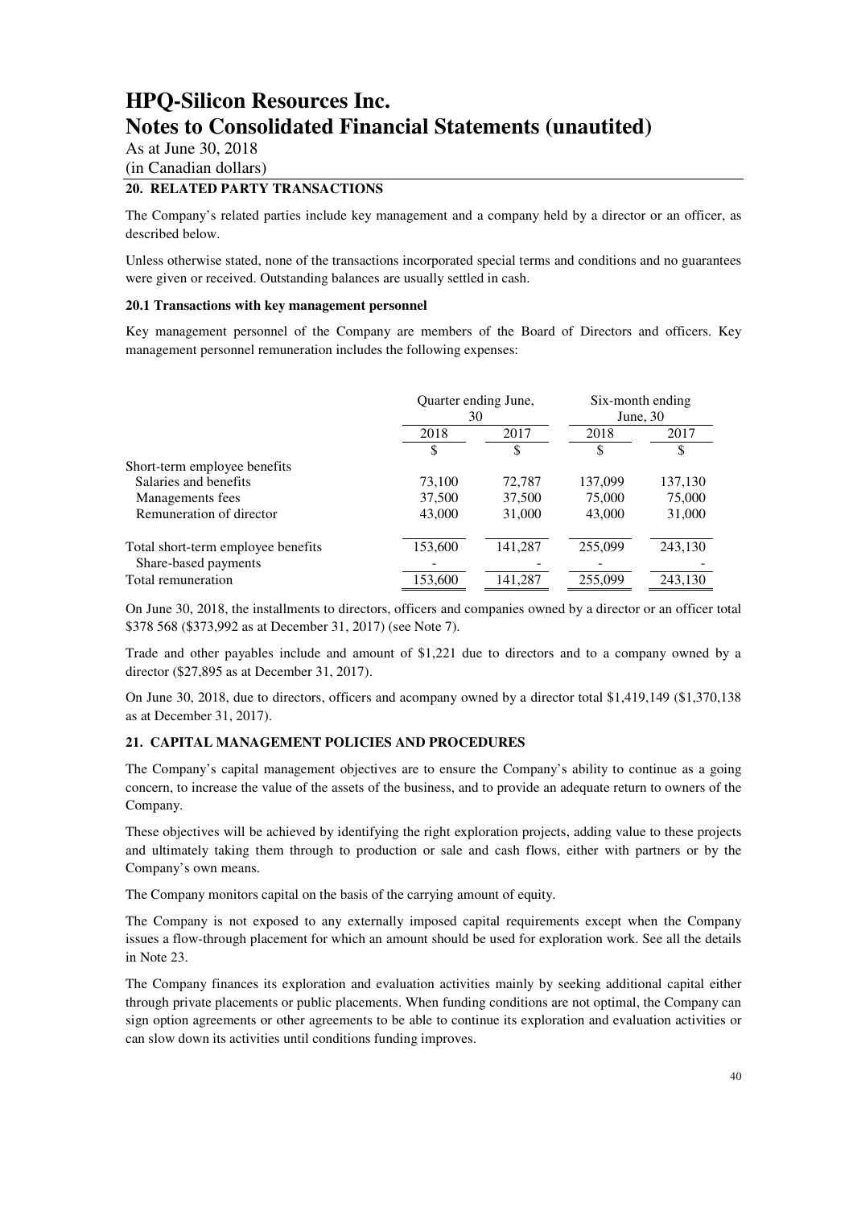# HPQ-Silicon Resources Inc.
# Notes to Consolidated Financial Statements (unautited)

As at June 30, 2018
(in Canadian dollars)

## 20. RELATED PARTY TRANSACTIONS

The Company's related parties include key management and a company held by a director or an officer, as described below.

Unless otherwise stated, none of the transactions incorporated special terms and conditions and no guarantees were given or received. Outstanding balances are usually settled in cash.

### 20.1 Transactions with key management personnel

Key management personnel of the Company are members of the Board of Directors and officers. Key management personnel remuneration includes the following expenses:

| | Quarter ending June, 30 | | Six-month ending June, 30 | |
|---|---|---|---|---|
| | 2018 | 2017 | 2018 | 2017 |
| | $ | $ | $ | $ |
| Short-term employee benefits | | | | |
| Salaries and benefits | 73,100 | 72,787 | 137,099 | 137,130 |
| Managements fees | 37,500 | 37,500 | 75,000 | 75,000 |
| Remuneration of director | 43,000 | 31,000 | 43,000 | 31,000 |
| Total short-term employee benefits | 153,600 | 141,287 | 255,099 | 243,130 |
| Share-based payments | - | - | - | - |
| Total remuneration | 153,600 | 141,287 | 255,099 | 243,130 |

On June 30, 2018, the installments to directors, officers and companies owned by a director or an officer total $378 568 ($373,992 as at December 31, 2017) (see Note 7).

Trade and other payables include and amount of $1,221 due to directors and to a company owned by a director ($27,895 as at December 31, 2017).

On June 30, 2018, due to directors, officers and acompany owned by a director total $1,419,149 ($1,370,138 as at December 31, 2017).

## 21. CAPITAL MANAGEMENT POLICIES AND PROCEDURES

The Company's capital management objectives are to ensure the Company's ability to continue as a going concern, to increase the value of the assets of the business, and to provide an adequate return to owners of the Company.

These objectives will be achieved by identifying the right exploration projects, adding value to these projects and ultimately taking them through to production or sale and cash flows, either with partners or by the Company's own means.

The Company monitors capital on the basis of the carrying amount of equity.

The Company is not exposed to any externally imposed capital requirements except when the Company issues a flow-through placement for which an amount should be used for exploration work. See all the details in Note 23.

The Company finances its exploration and evaluation activities mainly by seeking additional capital either through private placements or public placements. When funding conditions are not optimal, the Company can sign option agreements or other agreements to be able to continue its exploration and evaluation activities or can slow down its activities until conditions funding improves.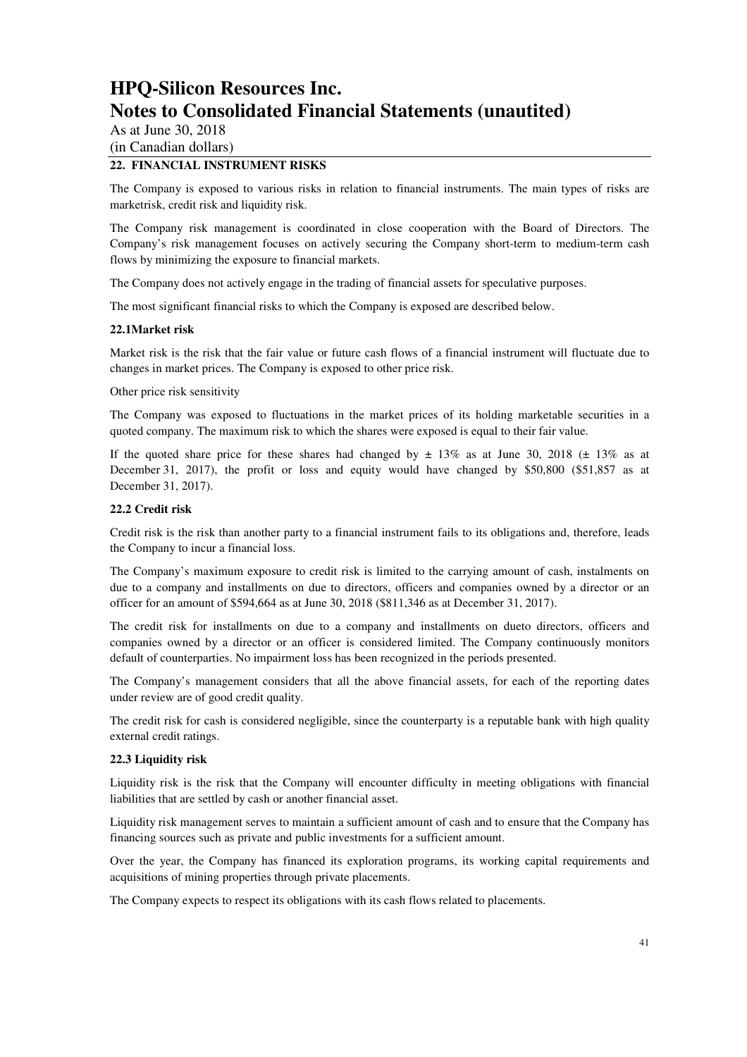# HPQ-Silicon Resources Inc.
# Notes to Consolidated Financial Statements (unautited)

As at June 30, 2018
(in Canadian dollars)

## 22. FINANCIAL INSTRUMENT RISKS

The Company is exposed to various risks in relation to financial instruments. The main types of risks are marketrisk, credit risk and liquidity risk.

The Company risk management is coordinated in close cooperation with the Board of Directors. The Company's risk management focuses on actively securing the Company short-term to medium-term cash flows by minimizing the exposure to financial markets.

The Company does not actively engage in the trading of financial assets for speculative purposes.

The most significant financial risks to which the Company is exposed are described below.

### 22.1Market risk

Market risk is the risk that the fair value or future cash flows of a financial instrument will fluctuate due to changes in market prices. The Company is exposed to other price risk.

Other price risk sensitivity

The Company was exposed to fluctuations in the market prices of its holding marketable securities in a quoted company. The maximum risk to which the shares were exposed is equal to their fair value.

If the quoted share price for these shares had changed by ± 13% as at June 30, 2018 (± 13% as at December 31, 2017), the profit or loss and equity would have changed by $50,800 ($51,857 as at December 31, 2017).

### 22.2 Credit risk

Credit risk is the risk than another party to a financial instrument fails to its obligations and, therefore, leads the Company to incur a financial loss.

The Company's maximum exposure to credit risk is limited to the carrying amount of cash, instalments on due to a company and installments on due to directors, officers and companies owned by a director or an officer for an amount of $594,664 as at June 30, 2018 ($811,346 as at December 31, 2017).

The credit risk for installments on due to a company and installments on dueto directors, officers and companies owned by a director or an officer is considered limited. The Company continuously monitors default of counterparties. No impairment loss has been recognized in the periods presented.

The Company's management considers that all the above financial assets, for each of the reporting dates under review are of good credit quality.

The credit risk for cash is considered negligible, since the counterparty is a reputable bank with high quality external credit ratings.

### 22.3 Liquidity risk

Liquidity risk is the risk that the Company will encounter difficulty in meeting obligations with financial liabilities that are settled by cash or another financial asset.

Liquidity risk management serves to maintain a sufficient amount of cash and to ensure that the Company has financing sources such as private and public investments for a sufficient amount.

Over the year, the Company has financed its exploration programs, its working capital requirements and acquisitions of mining properties through private placements.

The Company expects to respect its obligations with its cash flows related to placements.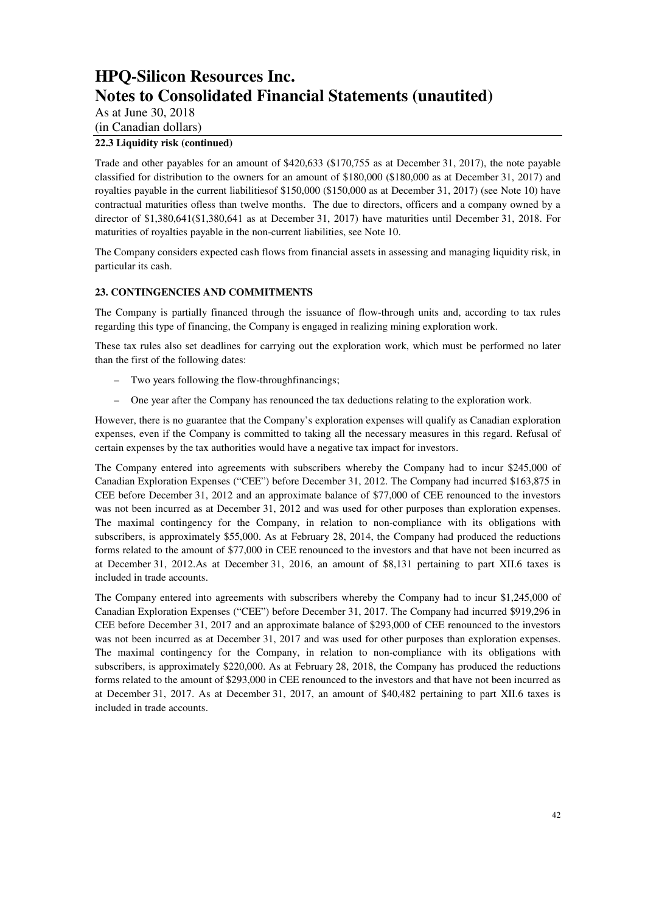**22.3 Liquidity risk (continued)**

Trade and other payables for an amount of $420,633 ($170,755 as at December 31, 2017), the note payable classified for distribution to the owners for an amount of $180,000 ($180,000 as at December 31, 2017) and royalties payable in the current liabilitiesof $150,000 ($150,000 as at December 31, 2017) (see Note 10) have contractual maturities ofless than twelve months. The due to directors, officers and a company owned by a director of $1,380,641($1,380,641 as at December 31, 2017) have maturities until December 31, 2018. For maturities of royalties payable in the non-current liabilities, see Note 10.

The Company considers expected cash flows from financial assets in assessing and managing liquidity risk, in particular its cash.

## 23. CONTINGENCIES AND COMMITMENTS

The Company is partially financed through the issuance of flow-through units and, according to tax rules regarding this type of financing, the Company is engaged in realizing mining exploration work.

These tax rules also set deadlines for carrying out the exploration work, which must be performed no later than the first of the following dates:

- Two years following the flow-throughfinancings;
- One year after the Company has renounced the tax deductions relating to the exploration work.

However, there is no guarantee that the Company's exploration expenses will qualify as Canadian exploration expenses, even if the Company is committed to taking all the necessary measures in this regard. Refusal of certain expenses by the tax authorities would have a negative tax impact for investors.

The Company entered into agreements with subscribers whereby the Company had to incur $245,000 of Canadian Exploration Expenses ("CEE") before December 31, 2012. The Company had incurred $163,875 in CEE before December 31, 2012 and an approximate balance of $77,000 of CEE renounced to the investors was not been incurred as at December 31, 2012 and was used for other purposes than exploration expenses. The maximal contingency for the Company, in relation to non-compliance with its obligations with subscribers, is approximately $55,000. As at February 28, 2014, the Company had produced the reductions forms related to the amount of $77,000 in CEE renounced to the investors and that have not been incurred as at December 31, 2012.As at December 31, 2016, an amount of $8,131 pertaining to part XII.6 taxes is included in trade accounts.

The Company entered into agreements with subscribers whereby the Company had to incur $1,245,000 of Canadian Exploration Expenses ("CEE") before December 31, 2017. The Company had incurred $919,296 in CEE before December 31, 2017 and an approximate balance of $293,000 of CEE renounced to the investors was not been incurred as at December 31, 2017 and was used for other purposes than exploration expenses. The maximal contingency for the Company, in relation to non-compliance with its obligations with subscribers, is approximately $220,000. As at February 28, 2018, the Company has produced the reductions forms related to the amount of $293,000 in CEE renounced to the investors and that have not been incurred as at December 31, 2017. As at December 31, 2017, an amount of $40,482 pertaining to part XII.6 taxes is included in trade accounts.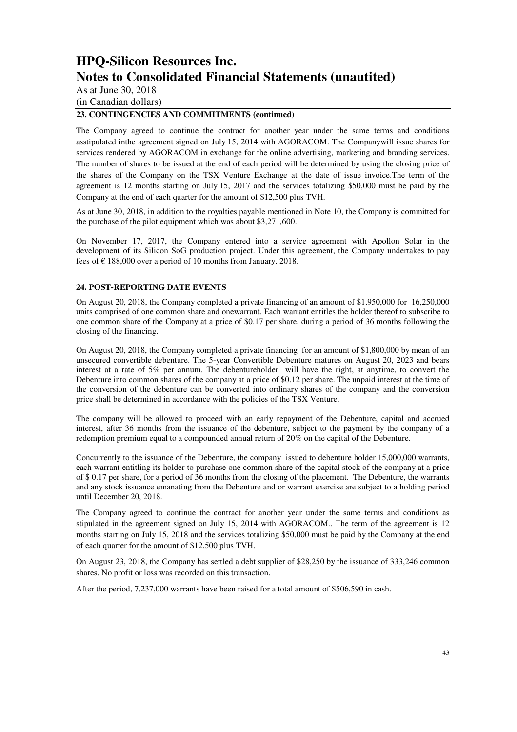# HPQ-Silicon Resources Inc.
# Notes to Consolidated Financial Statements (unautited)

As at June 30, 2018
(in Canadian dollars)

## 23. CONTINGENCIES AND COMMITMENTS (continued)

The Company agreed to continue the contract for another year under the same terms and conditions asstipulated inthe agreement signed on July 15, 2014 with AGORACOM. The Companywill issue shares for services rendered by AGORACOM in exchange for the online advertising, marketing and branding services. The number of shares to be issued at the end of each period will be determined by using the closing price of the shares of the Company on the TSX Venture Exchange at the date of issue invoice.The term of the agreement is 12 months starting on July 15, 2017 and the services totalizing \$50,000 must be paid by the Company at the end of each quarter for the amount of \$12,500 plus TVH.

As at June 30, 2018, in addition to the royalties payable mentioned in Note 10, the Company is committed for the purchase of the pilot equipment which was about \$3,271,600.

On November 17, 2017, the Company entered into a service agreement with Apollon Solar in the development of its Silicon SoG production project. Under this agreement, the Company undertakes to pay fees of € 188,000 over a period of 10 months from January, 2018.

## 24. POST-REPORTING DATE EVENTS

On August 20, 2018, the Company completed a private financing of an amount of \$1,950,000 for 16,250,000 units comprised of one common share and onewarrant. Each warrant entitles the holder thereof to subscribe to one common share of the Company at a price of \$0.17 per share, during a period of 36 months following the closing of the financing.

On August 20, 2018, the Company completed a private financing for an amount of \$1,800,000 by mean of an unsecured convertible debenture. The 5-year Convertible Debenture matures on August 20, 2023 and bears interest at a rate of 5% per annum. The debentureholder will have the right, at anytime, to convert the Debenture into common shares of the company at a price of \$0.12 per share. The unpaid interest at the time of the conversion of the debenture can be converted into ordinary shares of the company and the conversion price shall be determined in accordance with the policies of the TSX Venture.

The company will be allowed to proceed with an early repayment of the Debenture, capital and accrued interest, after 36 months from the issuance of the debenture, subject to the payment by the company of a redemption premium equal to a compounded annual return of 20% on the capital of the Debenture.

Concurrently to the issuance of the Debenture, the company issued to debenture holder 15,000,000 warrants, each warrant entitling its holder to purchase one common share of the capital stock of the company at a price of \$ 0.17 per share, for a period of 36 months from the closing of the placement. The Debenture, the warrants and any stock issuance emanating from the Debenture and or warrant exercise are subject to a holding period until December 20, 2018.

The Company agreed to continue the contract for another year under the same terms and conditions as stipulated in the agreement signed on July 15, 2014 with AGORACOM.. The term of the agreement is 12 months starting on July 15, 2018 and the services totalizing \$50,000 must be paid by the Company at the end of each quarter for the amount of \$12,500 plus TVH.

On August 23, 2018, the Company has settled a debt supplier of \$28,250 by the issuance of 333,246 common shares. No profit or loss was recorded on this transaction.

After the period, 7,237,000 warrants have been raised for a total amount of \$506,590 in cash.